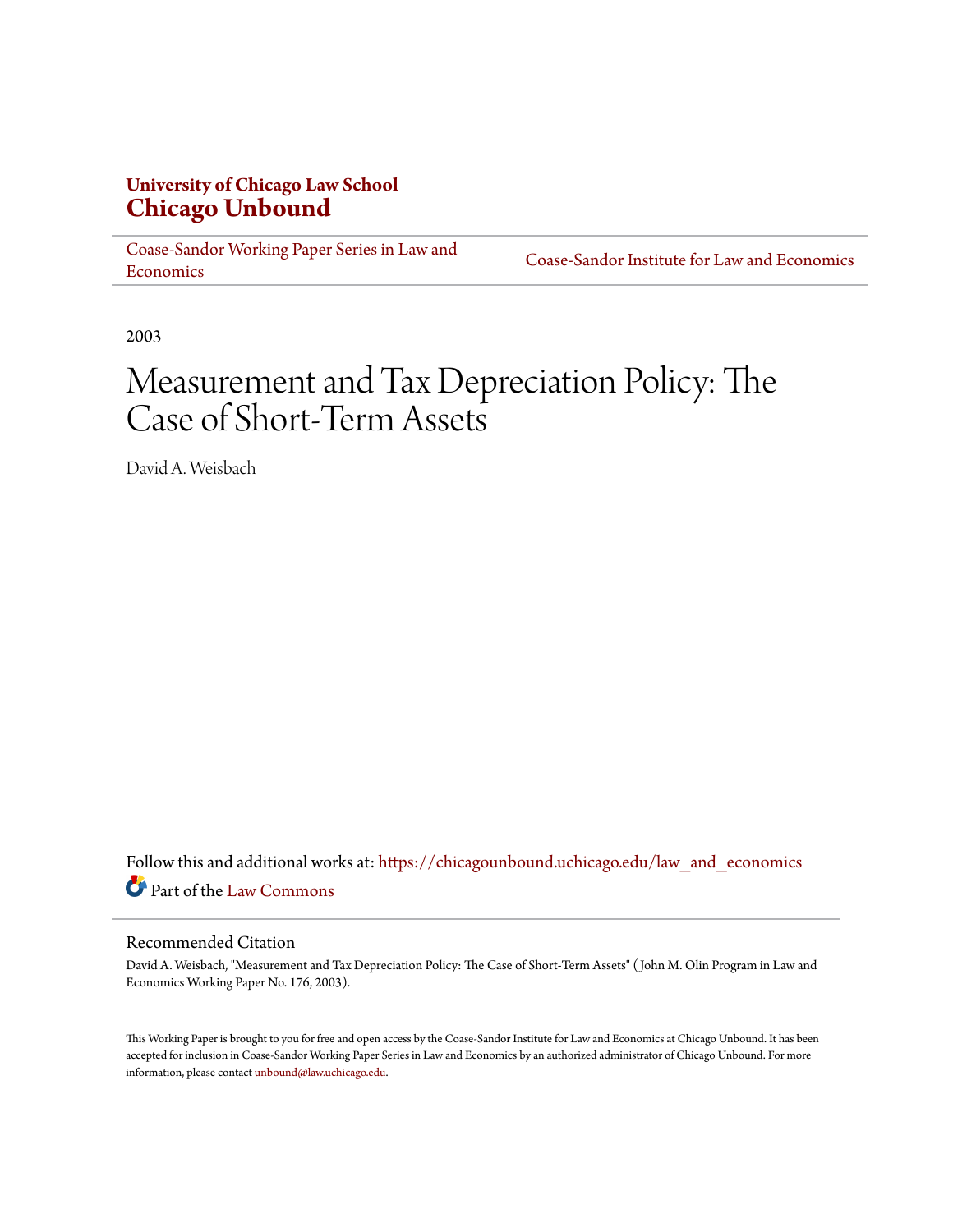**University of Chicago Law School**
# Chicago Unbound

Coase-Sandor Working Paper Series in Law and Economics | Coase-Sandor Institute for Law and Economics

2003

# Measurement and Tax Depreciation Policy: The Case of Short-Term Assets

David A. Weisbach

Follow this and additional works at: https://chicagounbound.uchicago.edu/law_and_economics

Part of the Law Commons

## Recommended Citation

David A. Weisbach, "Measurement and Tax Depreciation Policy: The Case of Short-Term Assets" ( John M. Olin Program in Law and Economics Working Paper No. 176, 2003).

This Working Paper is brought to you for free and open access by the Coase-Sandor Institute for Law and Economics at Chicago Unbound. It has been accepted for inclusion in Coase-Sandor Working Paper Series in Law and Economics by an authorized administrator of Chicago Unbound. For more information, please contact unbound@law.uchicago.edu.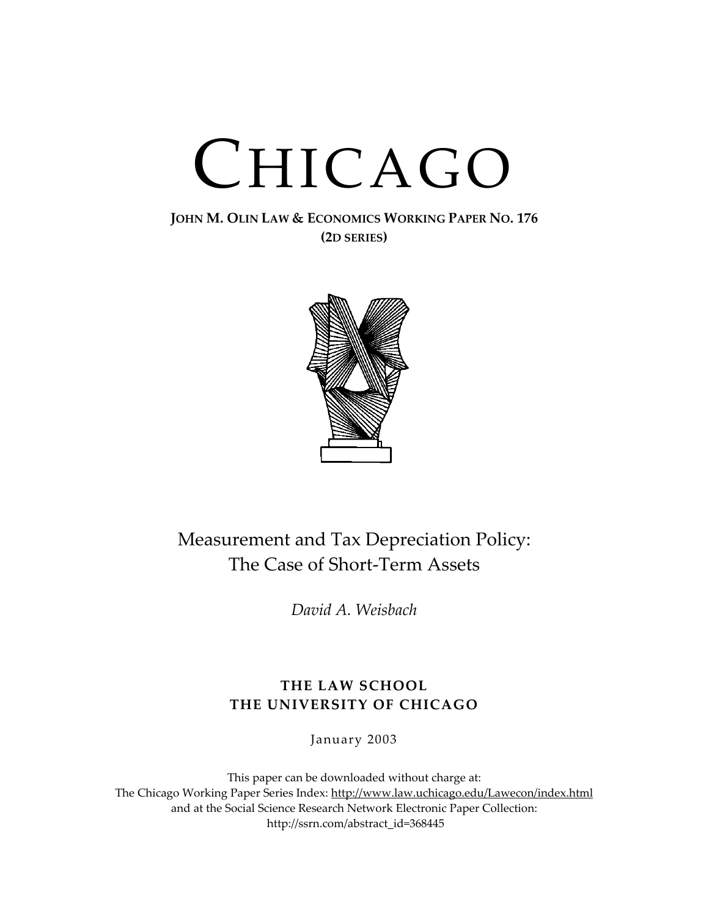# CHICAGO

**JOHN M. OLIN LAW & ECONOMICS WORKING PAPER NO. 176**
**(2D SERIES)**

## Measurement and Tax Depreciation Policy: The Case of Short-Term Assets

*David A. Weisbach*

**THE LAW SCHOOL**
**THE UNIVERSITY OF CHICAGO**

January 2003

This paper can be downloaded without charge at:
The Chicago Working Paper Series Index: http://www.law.uchicago.edu/Lawecon/index.html
and at the Social Science Research Network Electronic Paper Collection:
http://ssrn.com/abstract_id=368445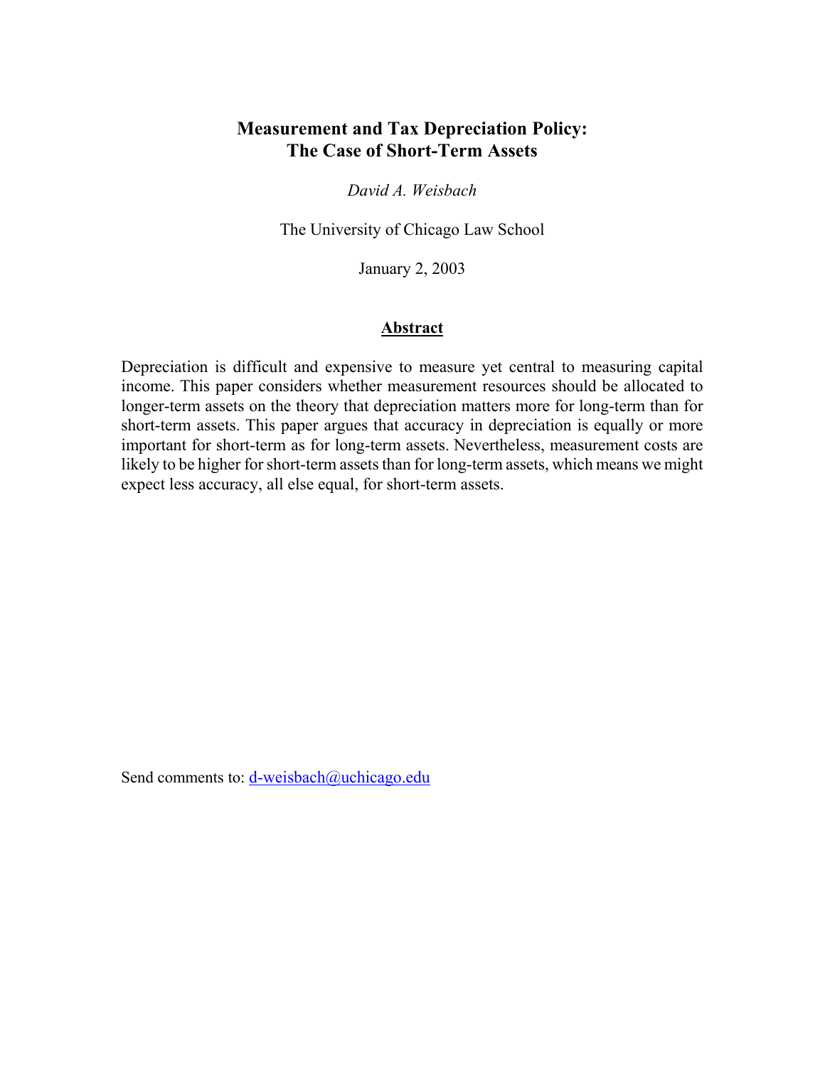# Measurement and Tax Depreciation Policy: The Case of Short-Term Assets

*David A. Weisbach*

The University of Chicago Law School

January 2, 2003

## Abstract

Depreciation is difficult and expensive to measure yet central to measuring capital income. This paper considers whether measurement resources should be allocated to longer-term assets on the theory that depreciation matters more for long-term than for short-term assets. This paper argues that accuracy in depreciation is equally or more important for short-term as for long-term assets. Nevertheless, measurement costs are likely to be higher for short-term assets than for long-term assets, which means we might expect less accuracy, all else equal, for short-term assets.

Send comments to: d-weisbach@uchicago.edu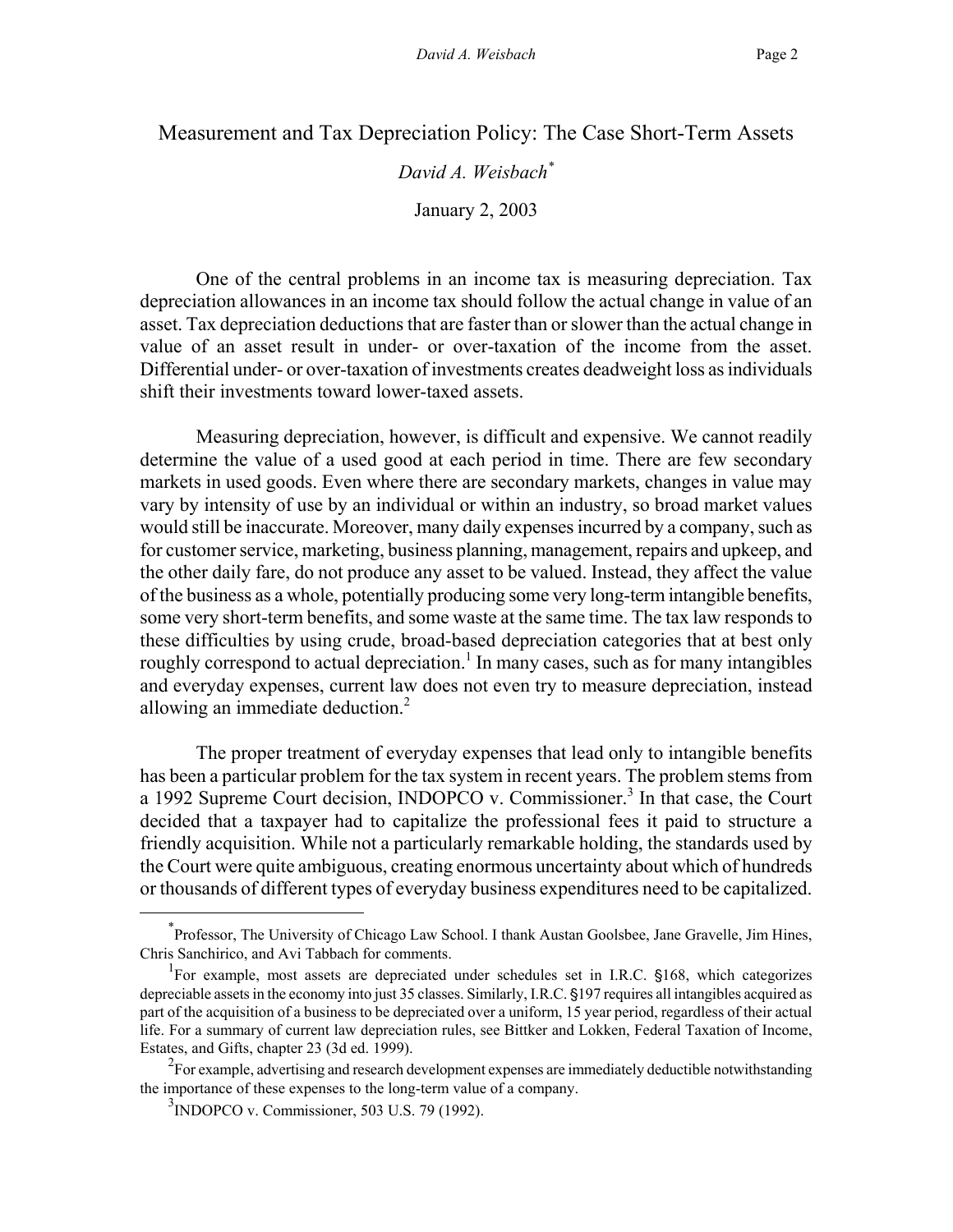# Measurement and Tax Depreciation Policy: The Case Short-Term Assets

*David A. Weisbach*[*]

January 2, 2003

One of the central problems in an income tax is measuring depreciation. Tax depreciation allowances in an income tax should follow the actual change in value of an asset. Tax depreciation deductions that are faster than or slower than the actual change in value of an asset result in under- or over-taxation of the income from the asset. Differential under- or over-taxation of investments creates deadweight loss as individuals shift their investments toward lower-taxed assets.

Measuring depreciation, however, is difficult and expensive. We cannot readily determine the value of a used good at each period in time. There are few secondary markets in used goods. Even where there are secondary markets, changes in value may vary by intensity of use by an individual or within an industry, so broad market values would still be inaccurate. Moreover, many daily expenses incurred by a company, such as for customer service, marketing, business planning, management, repairs and upkeep, and the other daily fare, do not produce any asset to be valued. Instead, they affect the value of the business as a whole, potentially producing some very long-term intangible benefits, some very short-term benefits, and some waste at the same time. The tax law responds to these difficulties by using crude, broad-based depreciation categories that at best only roughly correspond to actual depreciation.[1] In many cases, such as for many intangibles and everyday expenses, current law does not even try to measure depreciation, instead allowing an immediate deduction.[2]

The proper treatment of everyday expenses that lead only to intangible benefits has been a particular problem for the tax system in recent years. The problem stems from a 1992 Supreme Court decision, INDOPCO v. Commissioner.[3] In that case, the Court decided that a taxpayer had to capitalize the professional fees it paid to structure a friendly acquisition. While not a particularly remarkable holding, the standards used by the Court were quite ambiguous, creating enormous uncertainty about which of hundreds or thousands of different types of everyday business expenditures need to be capitalized.

---

[*] Professor, The University of Chicago Law School. I thank Austan Goolsbee, Jane Gravelle, Jim Hines, Chris Sanchirico, and Avi Tabbach for comments.

[1] For example, most assets are depreciated under schedules set in I.R.C. §168, which categorizes depreciable assets in the economy into just 35 classes. Similarly, I.R.C. §197 requires all intangibles acquired as part of the acquisition of a business to be depreciated over a uniform, 15 year period, regardless of their actual life. For a summary of current law depreciation rules, see Bittker and Lokken, Federal Taxation of Income, Estates, and Gifts, chapter 23 (3d ed. 1999).

[2] For example, advertising and research development expenses are immediately deductible notwithstanding the importance of these expenses to the long-term value of a company.

[3] INDOPCO v. Commissioner, 503 U.S. 79 (1992).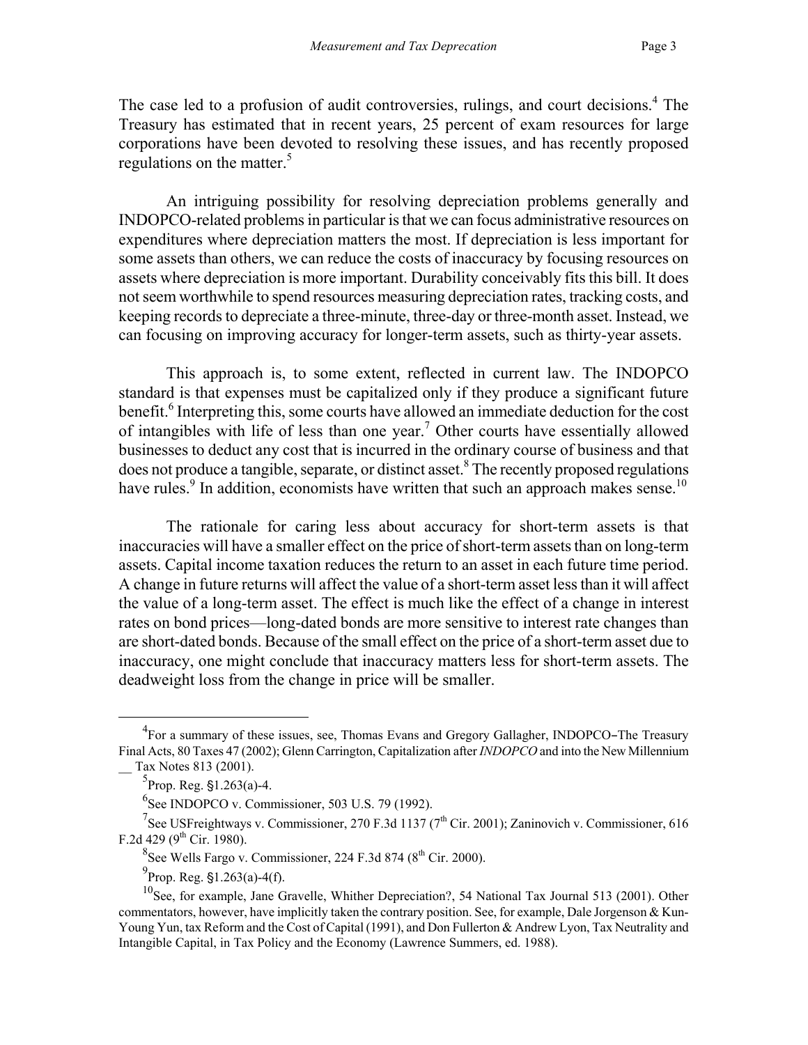The case led to a profusion of audit controversies, rulings, and court decisions.[4] The Treasury has estimated that in recent years, 25 percent of exam resources for large corporations have been devoted to resolving these issues, and has recently proposed regulations on the matter.[5]

An intriguing possibility for resolving depreciation problems generally and INDOPCO-related problems in particular is that we can focus administrative resources on expenditures where depreciation matters the most. If depreciation is less important for some assets than others, we can reduce the costs of inaccuracy by focusing resources on assets where depreciation is more important. Durability conceivably fits this bill. It does not seem worthwhile to spend resources measuring depreciation rates, tracking costs, and keeping records to depreciate a three-minute, three-day or three-month asset. Instead, we can focusing on improving accuracy for longer-term assets, such as thirty-year assets.

This approach is, to some extent, reflected in current law. The INDOPCO standard is that expenses must be capitalized only if they produce a significant future benefit.[6] Interpreting this, some courts have allowed an immediate deduction for the cost of intangibles with life of less than one year.[7] Other courts have essentially allowed businesses to deduct any cost that is incurred in the ordinary course of business and that does not produce a tangible, separate, or distinct asset.[8] The recently proposed regulations have rules.[9] In addition, economists have written that such an approach makes sense.[10]

The rationale for caring less about accuracy for short-term assets is that inaccuracies will have a smaller effect on the price of short-term assets than on long-term assets. Capital income taxation reduces the return to an asset in each future time period. A change in future returns will affect the value of a short-term asset less than it will affect the value of a long-term asset. The effect is much like the effect of a change in interest rates on bond prices—long-dated bonds are more sensitive to interest rate changes than are short-dated bonds. Because of the small effect on the price of a short-term asset due to inaccuracy, one might conclude that inaccuracy matters less for short-term assets. The deadweight loss from the change in price will be smaller.

---

[4] For a summary of these issues, see, Thomas Evans and Gregory Gallagher, INDOPCO–The Treasury Final Acts, 80 Taxes 47 (2002); Glenn Carrington, Capitalization after *INDOPCO* and into the New Millennium __ Tax Notes 813 (2001).

[5] Prop. Reg. §1.263(a)-4.

[6] See INDOPCO v. Commissioner, 503 U.S. 79 (1992).

[7] See USFreightways v. Commissioner, 270 F.3d 1137 (7th Cir. 2001); Zaninovich v. Commissioner, 616 F.2d 429 (9th Cir. 1980).

[8] See Wells Fargo v. Commissioner, 224 F.3d 874 (8th Cir. 2000).

[9] Prop. Reg. §1.263(a)-4(f).

[10] See, for example, Jane Gravelle, Whither Depreciation?, 54 National Tax Journal 513 (2001). Other commentators, however, have implicitly taken the contrary position. See, for example, Dale Jorgenson & Kun-Young Yun, tax Reform and the Cost of Capital (1991), and Don Fullerton & Andrew Lyon, Tax Neutrality and Intangible Capital, in Tax Policy and the Economy (Lawrence Summers, ed. 1988).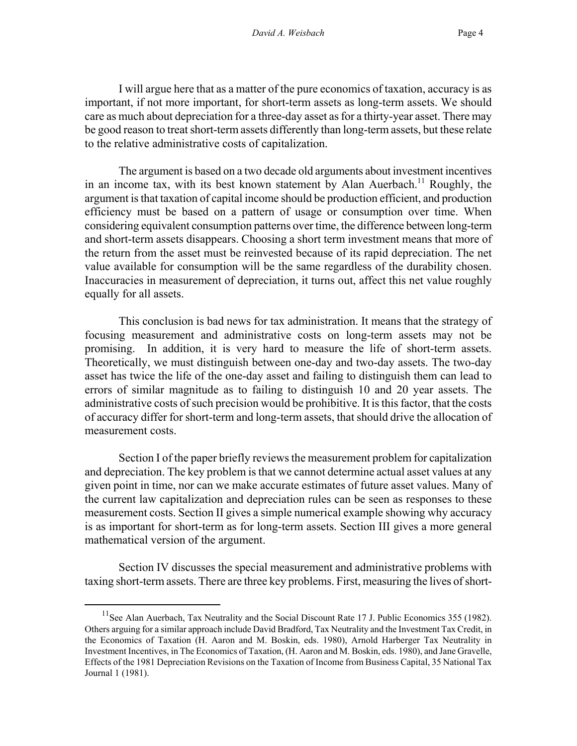I will argue here that as a matter of the pure economics of taxation, accuracy is as important, if not more important, for short-term assets as long-term assets. We should care as much about depreciation for a three-day asset as for a thirty-year asset. There may be good reason to treat short-term assets differently than long-term assets, but these relate to the relative administrative costs of capitalization.

The argument is based on a two decade old arguments about investment incentives in an income tax, with its best known statement by Alan Auerbach.[11] Roughly, the argument is that taxation of capital income should be production efficient, and production efficiency must be based on a pattern of usage or consumption over time. When considering equivalent consumption patterns over time, the difference between long-term and short-term assets disappears. Choosing a short term investment means that more of the return from the asset must be reinvested because of its rapid depreciation. The net value available for consumption will be the same regardless of the durability chosen. Inaccuracies in measurement of depreciation, it turns out, affect this net value roughly equally for all assets.

This conclusion is bad news for tax administration. It means that the strategy of focusing measurement and administrative costs on long-term assets may not be promising. In addition, it is very hard to measure the life of short-term assets. Theoretically, we must distinguish between one-day and two-day assets. The two-day asset has twice the life of the one-day asset and failing to distinguish them can lead to errors of similar magnitude as to failing to distinguish 10 and 20 year assets. The administrative costs of such precision would be prohibitive. It is this factor, that the costs of accuracy differ for short-term and long-term assets, that should drive the allocation of measurement costs.

Section I of the paper briefly reviews the measurement problem for capitalization and depreciation. The key problem is that we cannot determine actual asset values at any given point in time, nor can we make accurate estimates of future asset values. Many of the current law capitalization and depreciation rules can be seen as responses to these measurement costs. Section II gives a simple numerical example showing why accuracy is as important for short-term as for long-term assets. Section III gives a more general mathematical version of the argument.

Section IV discusses the special measurement and administrative problems with taxing short-term assets. There are three key problems. First, measuring the lives of short-

---

[11] See Alan Auerbach, Tax Neutrality and the Social Discount Rate 17 J. Public Economics 355 (1982). Others arguing for a similar approach include David Bradford, Tax Neutrality and the Investment Tax Credit, in the Economics of Taxation (H. Aaron and M. Boskin, eds. 1980), Arnold Harberger Tax Neutrality in Investment Incentives, in The Economics of Taxation, (H. Aaron and M. Boskin, eds. 1980), and Jane Gravelle, Effects of the 1981 Depreciation Revisions on the Taxation of Income from Business Capital, 35 National Tax Journal 1 (1981).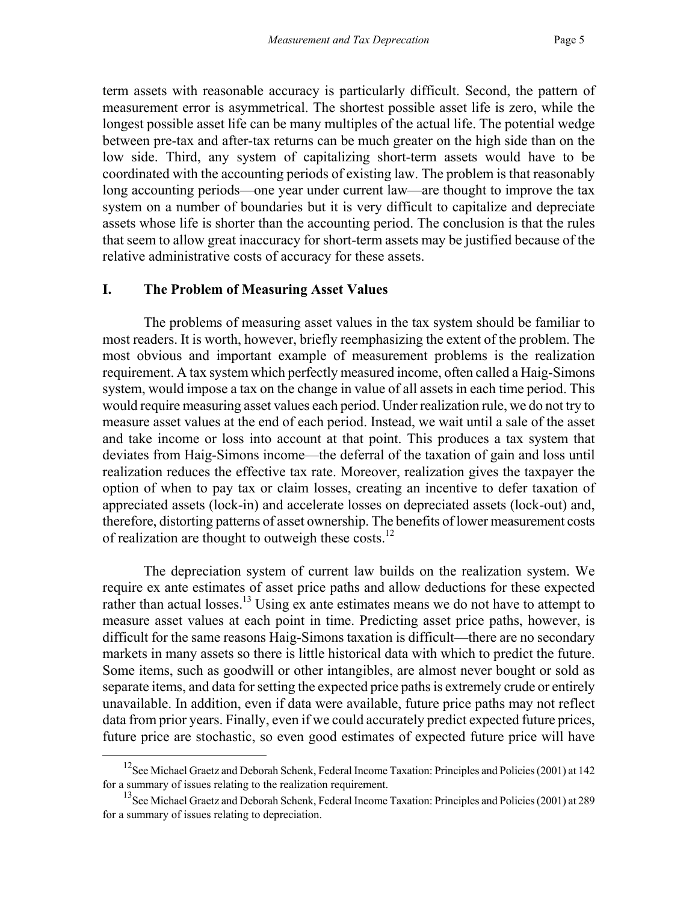term assets with reasonable accuracy is particularly difficult. Second, the pattern of measurement error is asymmetrical. The shortest possible asset life is zero, while the longest possible asset life can be many multiples of the actual life. The potential wedge between pre-tax and after-tax returns can be much greater on the high side than on the low side. Third, any system of capitalizing short-term assets would have to be coordinated with the accounting periods of existing law. The problem is that reasonably long accounting periods—one year under current law—are thought to improve the tax system on a number of boundaries but it is very difficult to capitalize and depreciate assets whose life is shorter than the accounting period. The conclusion is that the rules that seem to allow great inaccuracy for short-term assets may be justified because of the relative administrative costs of accuracy for these assets.

## I. The Problem of Measuring Asset Values

The problems of measuring asset values in the tax system should be familiar to most readers. It is worth, however, briefly reemphasizing the extent of the problem. The most obvious and important example of measurement problems is the realization requirement. A tax system which perfectly measured income, often called a Haig-Simons system, would impose a tax on the change in value of all assets in each time period. This would require measuring asset values each period. Under realization rule, we do not try to measure asset values at the end of each period. Instead, we wait until a sale of the asset and take income or loss into account at that point. This produces a tax system that deviates from Haig-Simons income—the deferral of the taxation of gain and loss until realization reduces the effective tax rate. Moreover, realization gives the taxpayer the option of when to pay tax or claim losses, creating an incentive to defer taxation of appreciated assets (lock-in) and accelerate losses on depreciated assets (lock-out) and, therefore, distorting patterns of asset ownership. The benefits of lower measurement costs of realization are thought to outweigh these costs.[12]

The depreciation system of current law builds on the realization system. We require ex ante estimates of asset price paths and allow deductions for these expected rather than actual losses.[13] Using ex ante estimates means we do not have to attempt to measure asset values at each point in time. Predicting asset price paths, however, is difficult for the same reasons Haig-Simons taxation is difficult—there are no secondary markets in many assets so there is little historical data with which to predict the future. Some items, such as goodwill or other intangibles, are almost never bought or sold as separate items, and data for setting the expected price paths is extremely crude or entirely unavailable. In addition, even if data were available, future price paths may not reflect data from prior years. Finally, even if we could accurately predict expected future prices, future price are stochastic, so even good estimates of expected future price will have

---

[12] See Michael Graetz and Deborah Schenk, Federal Income Taxation: Principles and Policies (2001) at 142 for a summary of issues relating to the realization requirement.

[13] See Michael Graetz and Deborah Schenk, Federal Income Taxation: Principles and Policies (2001) at 289 for a summary of issues relating to depreciation.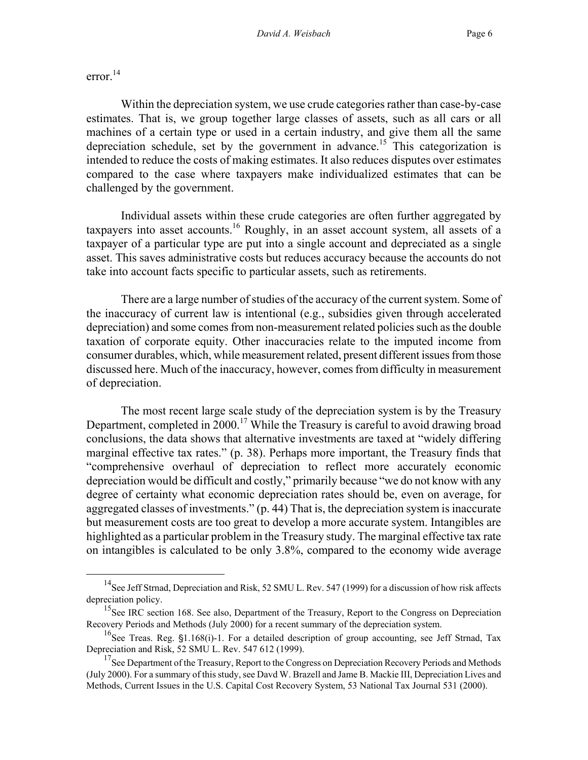error.[14]

Within the depreciation system, we use crude categories rather than case-by-case estimates. That is, we group together large classes of assets, such as all cars or all machines of a certain type or used in a certain industry, and give them all the same depreciation schedule, set by the government in advance.[15] This categorization is intended to reduce the costs of making estimates. It also reduces disputes over estimates compared to the case where taxpayers make individualized estimates that can be challenged by the government.

Individual assets within these crude categories are often further aggregated by taxpayers into asset accounts.[16] Roughly, in an asset account system, all assets of a taxpayer of a particular type are put into a single account and depreciated as a single asset. This saves administrative costs but reduces accuracy because the accounts do not take into account facts specific to particular assets, such as retirements.

There are a large number of studies of the accuracy of the current system. Some of the inaccuracy of current law is intentional (e.g., subsidies given through accelerated depreciation) and some comes from non-measurement related policies such as the double taxation of corporate equity. Other inaccuracies relate to the imputed income from consumer durables, which, while measurement related, present different issues from those discussed here. Much of the inaccuracy, however, comes from difficulty in measurement of depreciation.

The most recent large scale study of the depreciation system is by the Treasury Department, completed in 2000.[17] While the Treasury is careful to avoid drawing broad conclusions, the data shows that alternative investments are taxed at "widely differing marginal effective tax rates." (p. 38). Perhaps more important, the Treasury finds that "comprehensive overhaul of depreciation to reflect more accurately economic depreciation would be difficult and costly," primarily because "we do not know with any degree of certainty what economic depreciation rates should be, even on average, for aggregated classes of investments." (p. 44) That is, the depreciation system is inaccurate but measurement costs are too great to develop a more accurate system. Intangibles are highlighted as a particular problem in the Treasury study. The marginal effective tax rate on intangibles is calculated to be only 3.8%, compared to the economy wide average

---

[14] See Jeff Strnad, Depreciation and Risk, 52 SMU L. Rev. 547 (1999) for a discussion of how risk affects depreciation policy.

[15] See IRC section 168. See also, Department of the Treasury, Report to the Congress on Depreciation Recovery Periods and Methods (July 2000) for a recent summary of the depreciation system.

[16] See Treas. Reg. §1.168(i)-1. For a detailed description of group accounting, see Jeff Strnad, Tax Depreciation and Risk, 52 SMU L. Rev. 547 612 (1999).

[17] See Department of the Treasury, Report to the Congress on Depreciation Recovery Periods and Methods (July 2000). For a summary of this study, see Davd W. Brazell and Jame B. Mackie III, Depreciation Lives and Methods, Current Issues in the U.S. Capital Cost Recovery System, 53 National Tax Journal 531 (2000).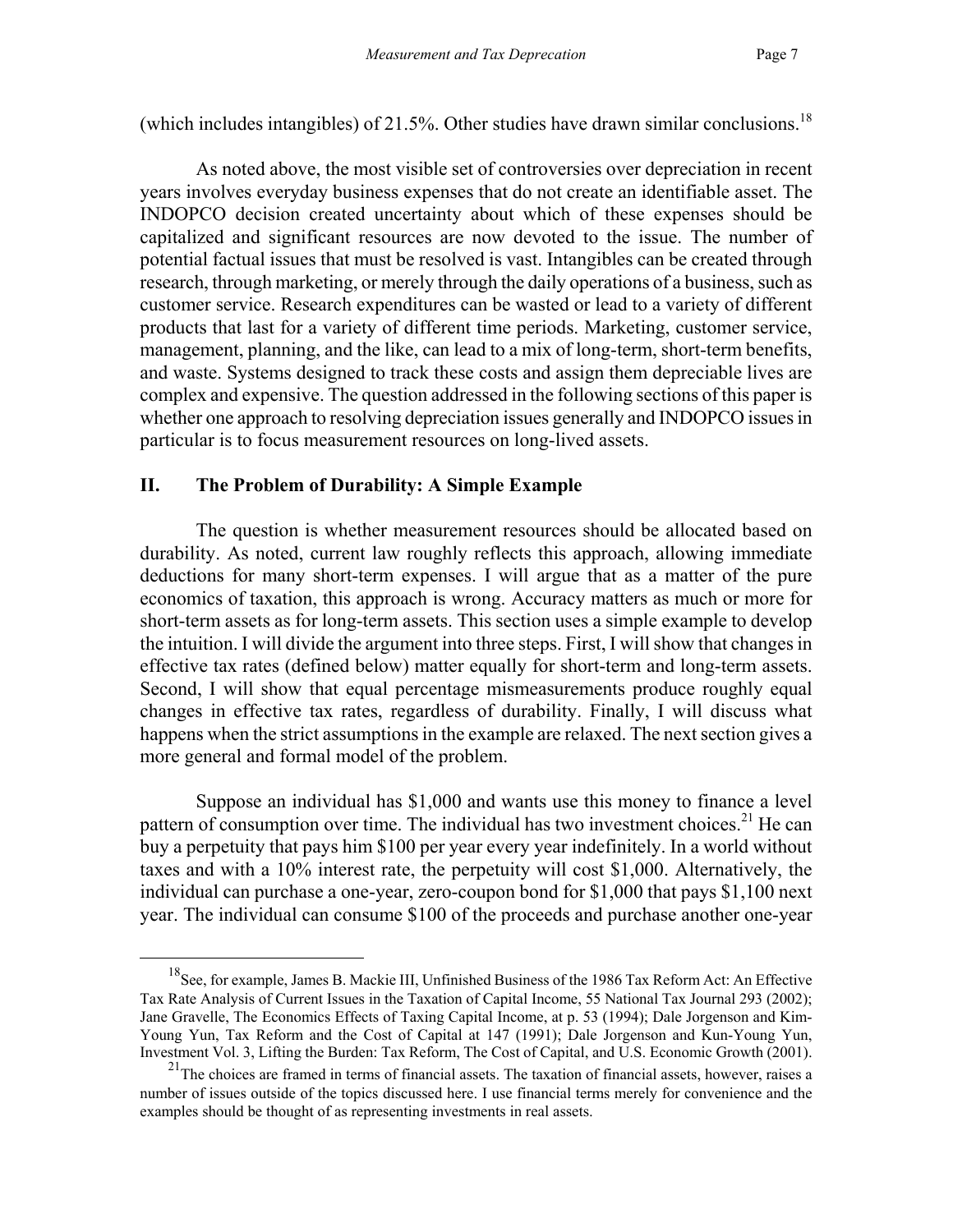(which includes intangibles) of 21.5%. Other studies have drawn similar conclusions.[18]

As noted above, the most visible set of controversies over depreciation in recent years involves everyday business expenses that do not create an identifiable asset. The INDOPCO decision created uncertainty about which of these expenses should be capitalized and significant resources are now devoted to the issue. The number of potential factual issues that must be resolved is vast. Intangibles can be created through research, through marketing, or merely through the daily operations of a business, such as customer service. Research expenditures can be wasted or lead to a variety of different products that last for a variety of different time periods. Marketing, customer service, management, planning, and the like, can lead to a mix of long-term, short-term benefits, and waste. Systems designed to track these costs and assign them depreciable lives are complex and expensive. The question addressed in the following sections of this paper is whether one approach to resolving depreciation issues generally and INDOPCO issues in particular is to focus measurement resources on long-lived assets.

## II. The Problem of Durability: A Simple Example

The question is whether measurement resources should be allocated based on durability. As noted, current law roughly reflects this approach, allowing immediate deductions for many short-term expenses. I will argue that as a matter of the pure economics of taxation, this approach is wrong. Accuracy matters as much or more for short-term assets as for long-term assets. This section uses a simple example to develop the intuition. I will divide the argument into three steps. First, I will show that changes in effective tax rates (defined below) matter equally for short-term and long-term assets. Second, I will show that equal percentage mismeasurements produce roughly equal changes in effective tax rates, regardless of durability. Finally, I will discuss what happens when the strict assumptions in the example are relaxed. The next section gives a more general and formal model of the problem.

Suppose an individual has $1,000 and wants use this money to finance a level pattern of consumption over time. The individual has two investment choices.[21] He can buy a perpetuity that pays him $100 per year every year indefinitely. In a world without taxes and with a 10% interest rate, the perpetuity will cost $1,000. Alternatively, the individual can purchase a one-year, zero-coupon bond for $1,000 that pays $1,100 next year. The individual can consume $100 of the proceeds and purchase another one-year

---

[18] See, for example, James B. Mackie III, Unfinished Business of the 1986 Tax Reform Act: An Effective Tax Rate Analysis of Current Issues in the Taxation of Capital Income, 55 National Tax Journal 293 (2002); Jane Gravelle, The Economics Effects of Taxing Capital Income, at p. 53 (1994); Dale Jorgenson and Kim-Young Yun, Tax Reform and the Cost of Capital at 147 (1991); Dale Jorgenson and Kun-Young Yun, Investment Vol. 3, Lifting the Burden: Tax Reform, The Cost of Capital, and U.S. Economic Growth (2001).

[21] The choices are framed in terms of financial assets. The taxation of financial assets, however, raises a number of issues outside of the topics discussed here. I use financial terms merely for convenience and the examples should be thought of as representing investments in real assets.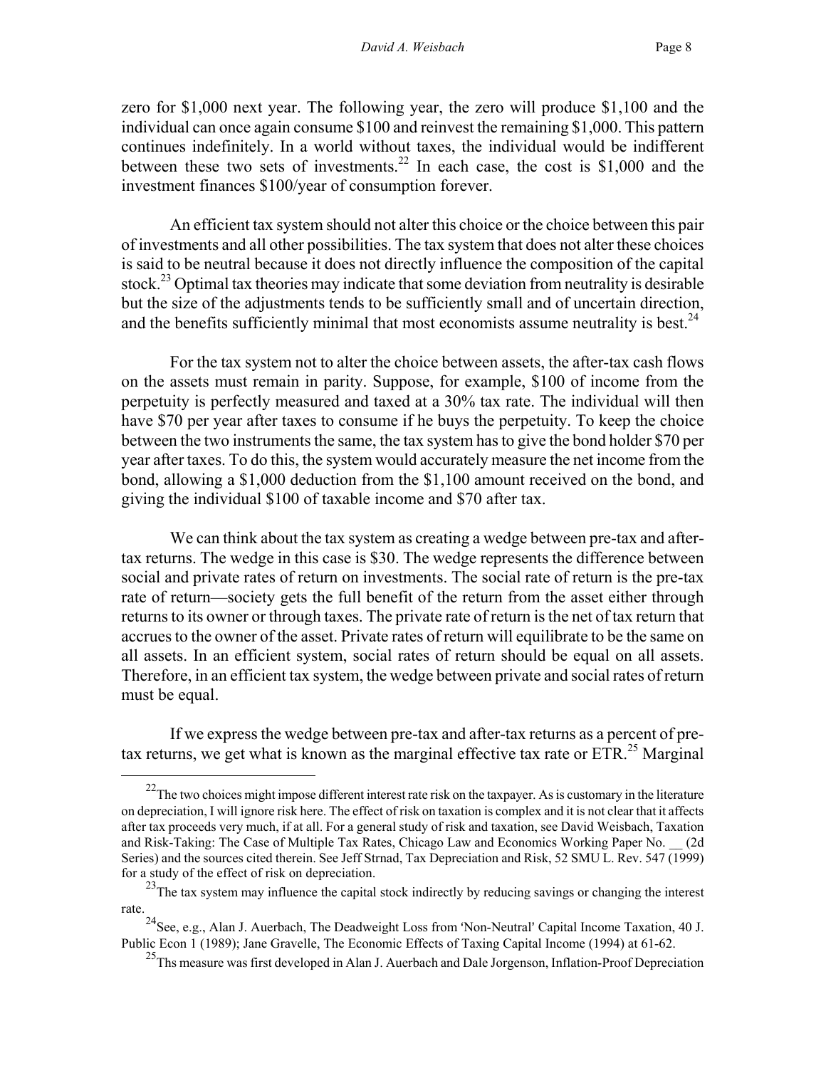zero for $1,000 next year. The following year, the zero will produce $1,100 and the individual can once again consume $100 and reinvest the remaining $1,000. This pattern continues indefinitely. In a world without taxes, the individual would be indifferent between these two sets of investments.[22] In each case, the cost is $1,000 and the investment finances $100/year of consumption forever.

An efficient tax system should not alter this choice or the choice between this pair of investments and all other possibilities. The tax system that does not alter these choices is said to be neutral because it does not directly influence the composition of the capital stock.[23] Optimal tax theories may indicate that some deviation from neutrality is desirable but the size of the adjustments tends to be sufficiently small and of uncertain direction, and the benefits sufficiently minimal that most economists assume neutrality is best.[24]

For the tax system not to alter the choice between assets, the after-tax cash flows on the assets must remain in parity. Suppose, for example, $100 of income from the perpetuity is perfectly measured and taxed at a 30% tax rate. The individual will then have $70 per year after taxes to consume if he buys the perpetuity. To keep the choice between the two instruments the same, the tax system has to give the bond holder $70 per year after taxes. To do this, the system would accurately measure the net income from the bond, allowing a $1,000 deduction from the $1,100 amount received on the bond, and giving the individual $100 of taxable income and $70 after tax.

We can think about the tax system as creating a wedge between pre-tax and after-tax returns. The wedge in this case is $30. The wedge represents the difference between social and private rates of return on investments. The social rate of return is the pre-tax rate of return—society gets the full benefit of the return from the asset either through returns to its owner or through taxes. The private rate of return is the net of tax return that accrues to the owner of the asset. Private rates of return will equilibrate to be the same on all assets. In an efficient system, social rates of return should be equal on all assets. Therefore, in an efficient tax system, the wedge between private and social rates of return must be equal.

If we express the wedge between pre-tax and after-tax returns as a percent of pre-tax returns, we get what is known as the marginal effective tax rate or ETR.[25] Marginal

---

[22] The two choices might impose different interest rate risk on the taxpayer. As is customary in the literature on depreciation, I will ignore risk here. The effect of risk on taxation is complex and it is not clear that it affects after tax proceeds very much, if at all. For a general study of risk and taxation, see David Weisbach, Taxation and Risk-Taking: The Case of Multiple Tax Rates, Chicago Law and Economics Working Paper No. __ (2d Series) and the sources cited therein. See Jeff Strnad, Tax Depreciation and Risk, 52 SMU L. Rev. 547 (1999) for a study of the effect of risk on depreciation.

[23] The tax system may influence the capital stock indirectly by reducing savings or changing the interest rate.

[24] See, e.g., Alan J. Auerbach, The Deadweight Loss from 'Non-Neutral' Capital Income Taxation, 40 J. Public Econ 1 (1989); Jane Gravelle, The Economic Effects of Taxing Capital Income (1994) at 61-62.

[25] Ths measure was first developed in Alan J. Auerbach and Dale Jorgenson, Inflation-Proof Depreciation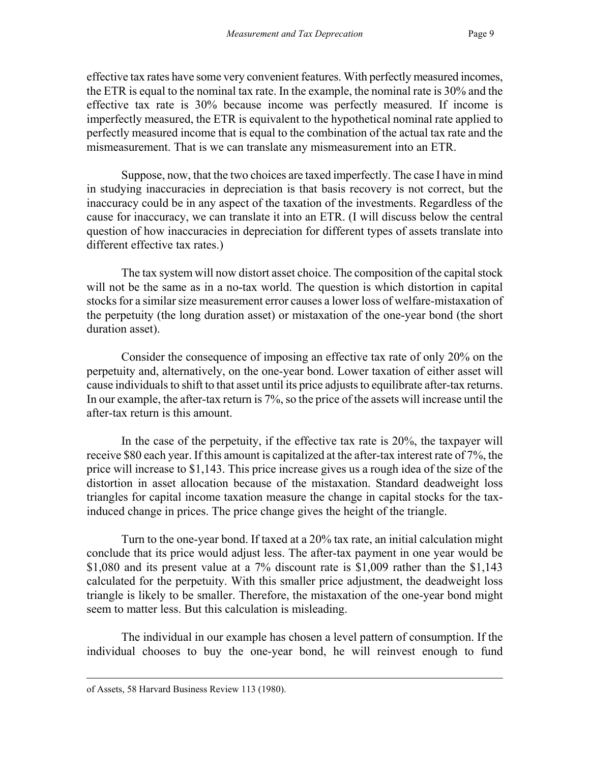effective tax rates have some very convenient features. With perfectly measured incomes, the ETR is equal to the nominal tax rate. In the example, the nominal rate is 30% and the effective tax rate is 30% because income was perfectly measured. If income is imperfectly measured, the ETR is equivalent to the hypothetical nominal rate applied to perfectly measured income that is equal to the combination of the actual tax rate and the mismeasurement. That is we can translate any mismeasurement into an ETR.

Suppose, now, that the two choices are taxed imperfectly. The case I have in mind in studying inaccuracies in depreciation is that basis recovery is not correct, but the inaccuracy could be in any aspect of the taxation of the investments. Regardless of the cause for inaccuracy, we can translate it into an ETR. (I will discuss below the central question of how inaccuracies in depreciation for different types of assets translate into different effective tax rates.)

The tax system will now distort asset choice. The composition of the capital stock will not be the same as in a no-tax world. The question is which distortion in capital stocks for a similar size measurement error causes a lower loss of welfare-mistaxation of the perpetuity (the long duration asset) or mistaxation of the one-year bond (the short duration asset).

Consider the consequence of imposing an effective tax rate of only 20% on the perpetuity and, alternatively, on the one-year bond. Lower taxation of either asset will cause individuals to shift to that asset until its price adjusts to equilibrate after-tax returns. In our example, the after-tax return is 7%, so the price of the assets will increase until the after-tax return is this amount.

In the case of the perpetuity, if the effective tax rate is 20%, the taxpayer will receive $80 each year. If this amount is capitalized at the after-tax interest rate of 7%, the price will increase to $1,143. This price increase gives us a rough idea of the size of the distortion in asset allocation because of the mistaxation. Standard deadweight loss triangles for capital income taxation measure the change in capital stocks for the tax-induced change in prices. The price change gives the height of the triangle.

Turn to the one-year bond. If taxed at a 20% tax rate, an initial calculation might conclude that its price would adjust less. The after-tax payment in one year would be $1,080 and its present value at a 7% discount rate is $1,009 rather than the $1,143 calculated for the perpetuity. With this smaller price adjustment, the deadweight loss triangle is likely to be smaller. Therefore, the mistaxation of the one-year bond might seem to matter less. But this calculation is misleading.

The individual in our example has chosen a level pattern of consumption. If the individual chooses to buy the one-year bond, he will reinvest enough to fund

---

of Assets, 58 Harvard Business Review 113 (1980).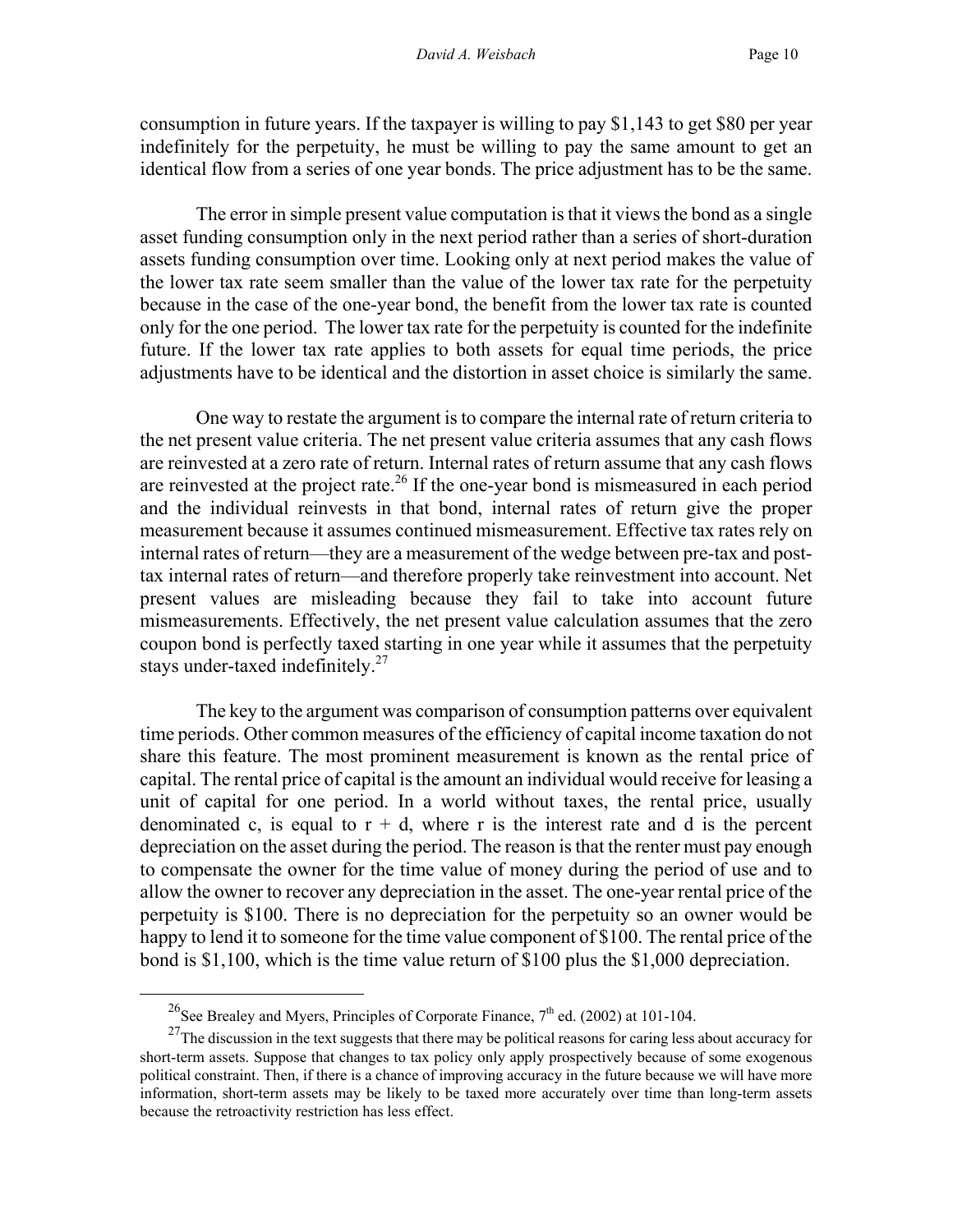consumption in future years. If the taxpayer is willing to pay $1,143 to get $80 per year indefinitely for the perpetuity, he must be willing to pay the same amount to get an identical flow from a series of one year bonds. The price adjustment has to be the same.

The error in simple present value computation is that it views the bond as a single asset funding consumption only in the next period rather than a series of short-duration assets funding consumption over time. Looking only at next period makes the value of the lower tax rate seem smaller than the value of the lower tax rate for the perpetuity because in the case of the one-year bond, the benefit from the lower tax rate is counted only for the one period. The lower tax rate for the perpetuity is counted for the indefinite future. If the lower tax rate applies to both assets for equal time periods, the price adjustments have to be identical and the distortion in asset choice is similarly the same.

One way to restate the argument is to compare the internal rate of return criteria to the net present value criteria. The net present value criteria assumes that any cash flows are reinvested at a zero rate of return. Internal rates of return assume that any cash flows are reinvested at the project rate.[26] If the one-year bond is mismeasured in each period and the individual reinvests in that bond, internal rates of return give the proper measurement because it assumes continued mismeasurement. Effective tax rates rely on internal rates of return—they are a measurement of the wedge between pre-tax and post-tax internal rates of return—and therefore properly take reinvestment into account. Net present values are misleading because they fail to take into account future mismeasurements. Effectively, the net present value calculation assumes that the zero coupon bond is perfectly taxed starting in one year while it assumes that the perpetuity stays under-taxed indefinitely.[27]

The key to the argument was comparison of consumption patterns over equivalent time periods. Other common measures of the efficiency of capital income taxation do not share this feature. The most prominent measurement is known as the rental price of capital. The rental price of capital is the amount an individual would receive for leasing a unit of capital for one period. In a world without taxes, the rental price, usually denominated c, is equal to $r + d$, where r is the interest rate and d is the percent depreciation on the asset during the period. The reason is that the renter must pay enough to compensate the owner for the time value of money during the period of use and to allow the owner to recover any depreciation in the asset. The one-year rental price of the perpetuity is $100. There is no depreciation for the perpetuity so an owner would be happy to lend it to someone for the time value component of $100. The rental price of the bond is $1,100, which is the time value return of $100 plus the $1,000 depreciation.

---

[26] See Brealey and Myers, Principles of Corporate Finance, 7th ed. (2002) at 101-104.

[27] The discussion in the text suggests that there may be political reasons for caring less about accuracy for short-term assets. Suppose that changes to tax policy only apply prospectively because of some exogenous political constraint. Then, if there is a chance of improving accuracy in the future because we will have more information, short-term assets may be likely to be taxed more accurately over time than long-term assets because the retroactivity restriction has less effect.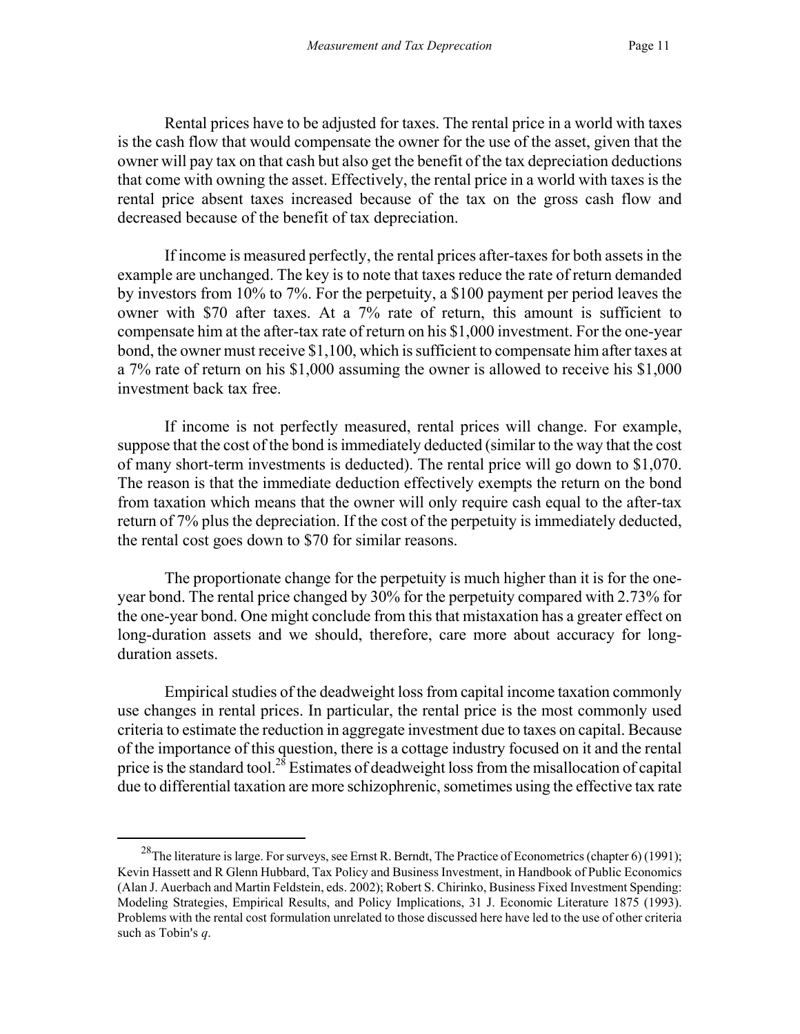Rental prices have to be adjusted for taxes. The rental price in a world with taxes is the cash flow that would compensate the owner for the use of the asset, given that the owner will pay tax on that cash but also get the benefit of the tax depreciation deductions that come with owning the asset. Effectively, the rental price in a world with taxes is the rental price absent taxes increased because of the tax on the gross cash flow and decreased because of the benefit of tax depreciation.

If income is measured perfectly, the rental prices after-taxes for both assets in the example are unchanged. The key is to note that taxes reduce the rate of return demanded by investors from 10% to 7%. For the perpetuity, a \$100 payment per period leaves the owner with \$70 after taxes. At a 7% rate of return, this amount is sufficient to compensate him at the after-tax rate of return on his \$1,000 investment. For the one-year bond, the owner must receive \$1,100, which is sufficient to compensate him after taxes at a 7% rate of return on his \$1,000 assuming the owner is allowed to receive his \$1,000 investment back tax free.

If income is not perfectly measured, rental prices will change. For example, suppose that the cost of the bond is immediately deducted (similar to the way that the cost of many short-term investments is deducted). The rental price will go down to \$1,070. The reason is that the immediate deduction effectively exempts the return on the bond from taxation which means that the owner will only require cash equal to the after-tax return of 7% plus the depreciation. If the cost of the perpetuity is immediately deducted, the rental cost goes down to \$70 for similar reasons.

The proportionate change for the perpetuity is much higher than it is for the one-year bond. The rental price changed by 30% for the perpetuity compared with 2.73% for the one-year bond. One might conclude from this that mistaxation has a greater effect on long-duration assets and we should, therefore, care more about accuracy for long-duration assets.

Empirical studies of the deadweight loss from capital income taxation commonly use changes in rental prices. In particular, the rental price is the most commonly used criteria to estimate the reduction in aggregate investment due to taxes on capital. Because of the importance of this question, there is a cottage industry focused on it and the rental price is the standard tool.[28] Estimates of deadweight loss from the misallocation of capital due to differential taxation are more schizophrenic, sometimes using the effective tax rate

[28] The literature is large. For surveys, see Ernst R. Berndt, The Practice of Econometrics (chapter 6) (1991); Kevin Hassett and R Glenn Hubbard, Tax Policy and Business Investment, in Handbook of Public Economics (Alan J. Auerbach and Martin Feldstein, eds. 2002); Robert S. Chirinko, Business Fixed Investment Spending: Modeling Strategies, Empirical Results, and Policy Implications, 31 J. Economic Literature 1875 (1993). Problems with the rental cost formulation unrelated to those discussed here have led to the use of other criteria such as Tobin's *q*.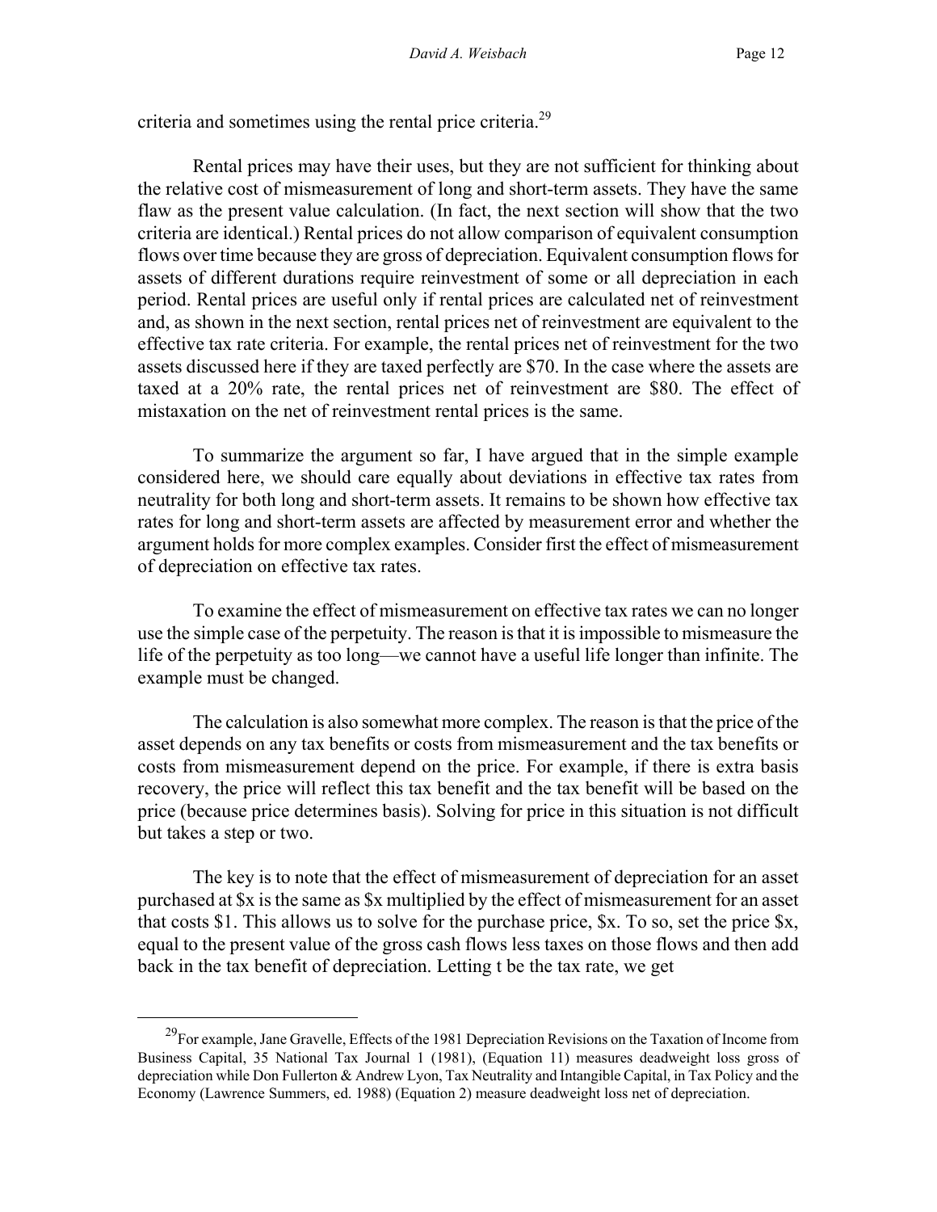criteria and sometimes using the rental price criteria.[29]

Rental prices may have their uses, but they are not sufficient for thinking about the relative cost of mismeasurement of long and short-term assets. They have the same flaw as the present value calculation. (In fact, the next section will show that the two criteria are identical.) Rental prices do not allow comparison of equivalent consumption flows over time because they are gross of depreciation. Equivalent consumption flows for assets of different durations require reinvestment of some or all depreciation in each period. Rental prices are useful only if rental prices are calculated net of reinvestment and, as shown in the next section, rental prices net of reinvestment are equivalent to the effective tax rate criteria. For example, the rental prices net of reinvestment for the two assets discussed here if they are taxed perfectly are $70. In the case where the assets are taxed at a 20% rate, the rental prices net of reinvestment are $80. The effect of mistaxation on the net of reinvestment rental prices is the same.

To summarize the argument so far, I have argued that in the simple example considered here, we should care equally about deviations in effective tax rates from neutrality for both long and short-term assets. It remains to be shown how effective tax rates for long and short-term assets are affected by measurement error and whether the argument holds for more complex examples. Consider first the effect of mismeasurement of depreciation on effective tax rates.

To examine the effect of mismeasurement on effective tax rates we can no longer use the simple case of the perpetuity. The reason is that it is impossible to mismeasure the life of the perpetuity as too long—we cannot have a useful life longer than infinite. The example must be changed.

The calculation is also somewhat more complex. The reason is that the price of the asset depends on any tax benefits or costs from mismeasurement and the tax benefits or costs from mismeasurement depend on the price. For example, if there is extra basis recovery, the price will reflect this tax benefit and the tax benefit will be based on the price (because price determines basis). Solving for price in this situation is not difficult but takes a step or two.

The key is to note that the effect of mismeasurement of depreciation for an asset purchased at $x is the same as $x multiplied by the effect of mismeasurement for an asset that costs $1. This allows us to solve for the purchase price, $x. To so, set the price $x, equal to the present value of the gross cash flows less taxes on those flows and then add back in the tax benefit of depreciation. Letting t be the tax rate, we get

[29] For example, Jane Gravelle, Effects of the 1981 Depreciation Revisions on the Taxation of Income from Business Capital, 35 National Tax Journal 1 (1981), (Equation 11) measures deadweight loss gross of depreciation while Don Fullerton & Andrew Lyon, Tax Neutrality and Intangible Capital, in Tax Policy and the Economy (Lawrence Summers, ed. 1988) (Equation 2) measure deadweight loss net of depreciation.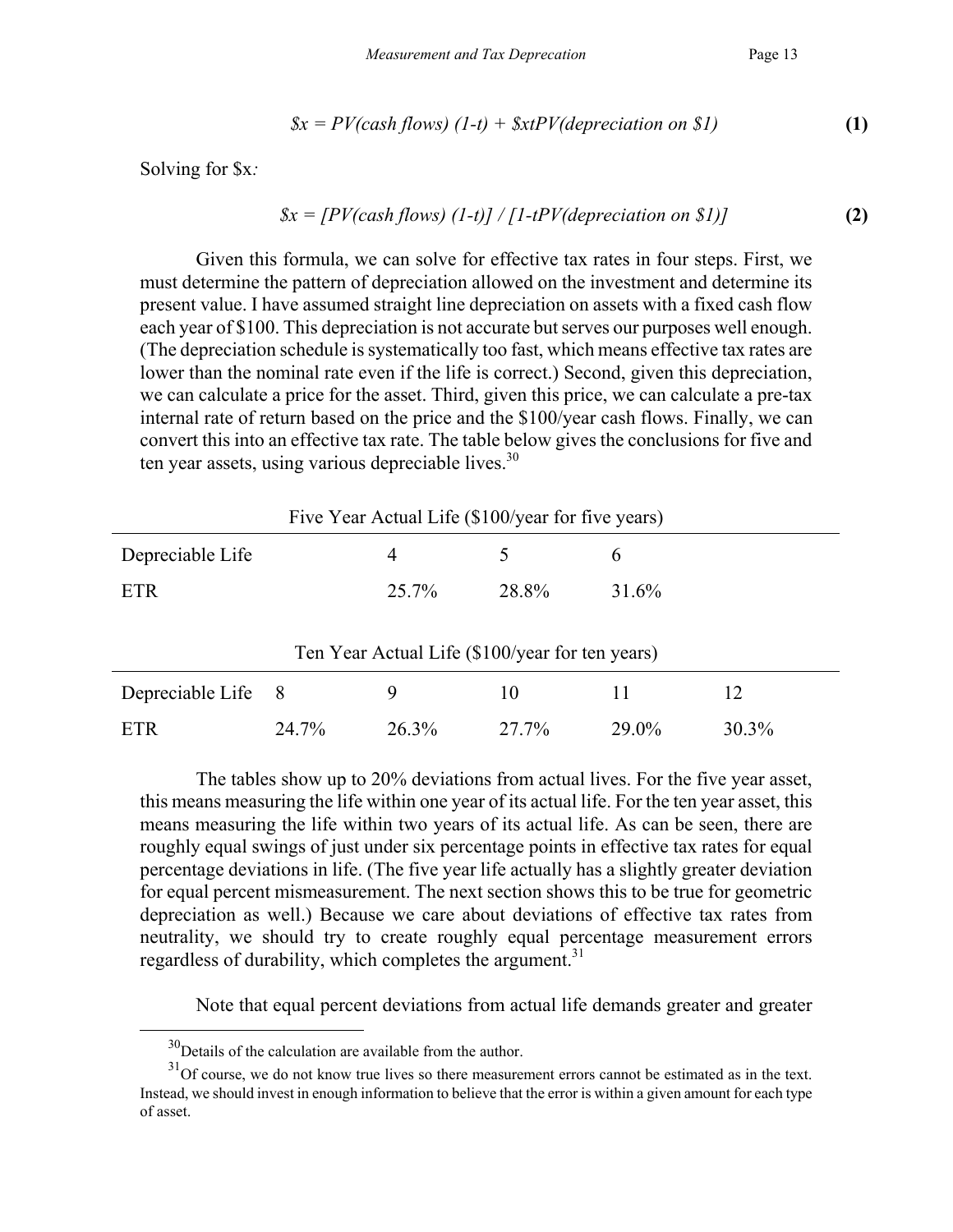$$\$x = PV(cash\ flows)\ (1\text{-}t) + \$xtPV(depreciation\ on\ \$1) \quad \textbf{(1)}$$

Solving for \$x*:*

$$\$x = [PV(cash\ flows)\ (1\text{-}t)] / [1\text{-}tPV(depreciation\ on\ \$1)] \quad \textbf{(2)}$$

Given this formula, we can solve for effective tax rates in four steps. First, we must determine the pattern of depreciation allowed on the investment and determine its present value. I have assumed straight line depreciation on assets with a fixed cash flow each year of \$100. This depreciation is not accurate but serves our purposes well enough. (The depreciation schedule is systematically too fast, which means effective tax rates are lower than the nominal rate even if the life is correct.) Second, given this depreciation, we can calculate a price for the asset. Third, given this price, we can calculate a pre-tax internal rate of return based on the price and the \$100/year cash flows. Finally, we can convert this into an effective tax rate. The table below gives the conclusions for five and ten year assets, using various depreciable lives.[30]

Five Year Actual Life (\$100/year for five years)

| Depreciable Life | 4 | 5 | 6 |
|---|---|---|---|
| ETR | 25.7% | 28.8% | 31.6% |

Ten Year Actual Life (\$100/year for ten years)

| Depreciable Life | 8 | 9 | 10 | 11 | 12 |
|---|---|---|---|---|---|
| ETR | 24.7% | 26.3% | 27.7% | 29.0% | 30.3% |

The tables show up to 20% deviations from actual lives. For the five year asset, this means measuring the life within one year of its actual life. For the ten year asset, this means measuring the life within two years of its actual life. As can be seen, there are roughly equal swings of just under six percentage points in effective tax rates for equal percentage deviations in life. (The five year life actually has a slightly greater deviation for equal percent mismeasurement. The next section shows this to be true for geometric depreciation as well.) Because we care about deviations of effective tax rates from neutrality, we should try to create roughly equal percentage measurement errors regardless of durability, which completes the argument.[31]

Note that equal percent deviations from actual life demands greater and greater

[30] Details of the calculation are available from the author.

[31] Of course, we do not know true lives so there measurement errors cannot be estimated as in the text. Instead, we should invest in enough information to believe that the error is within a given amount for each type of asset.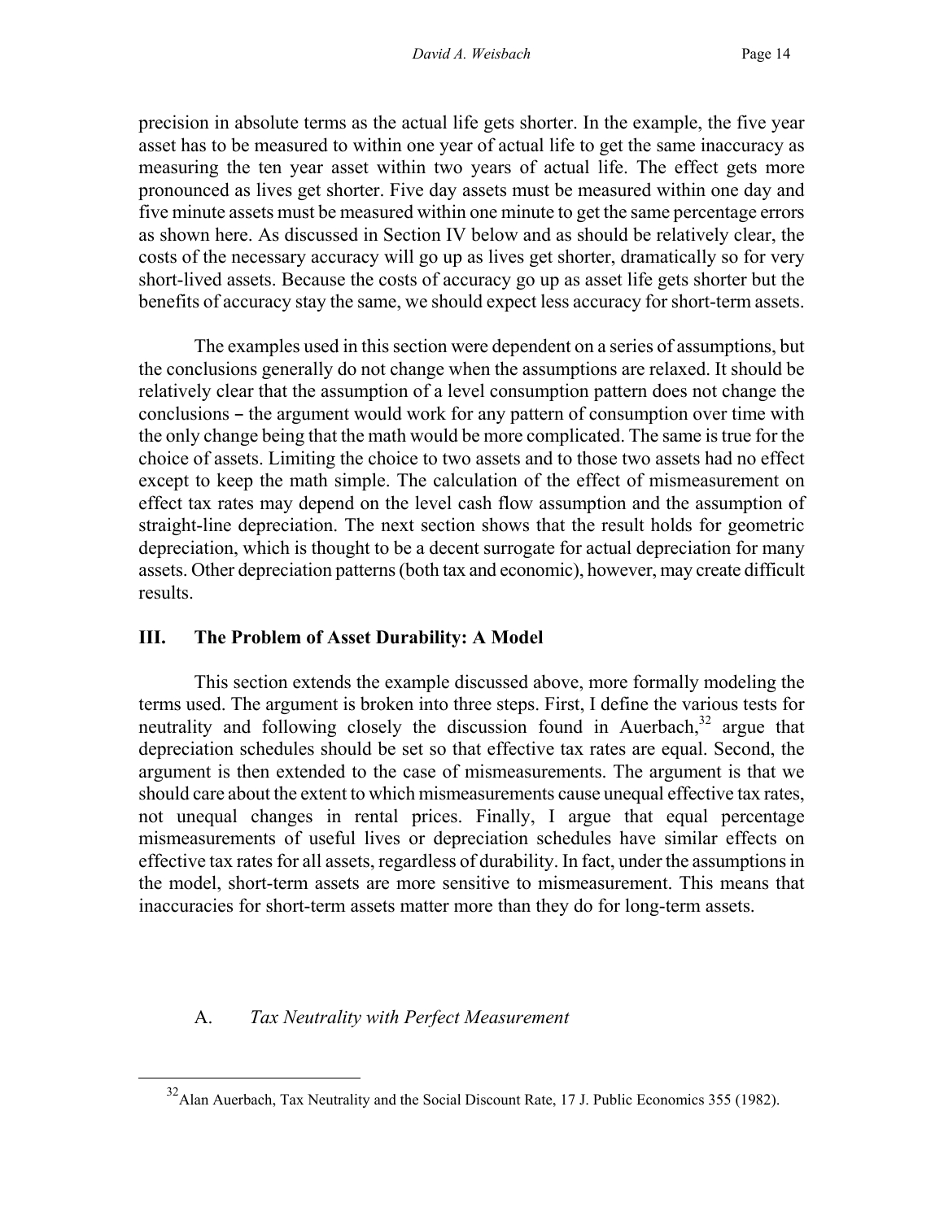precision in absolute terms as the actual life gets shorter. In the example, the five year asset has to be measured to within one year of actual life to get the same inaccuracy as measuring the ten year asset within two years of actual life. The effect gets more pronounced as lives get shorter. Five day assets must be measured within one day and five minute assets must be measured within one minute to get the same percentage errors as shown here. As discussed in Section IV below and as should be relatively clear, the costs of the necessary accuracy will go up as lives get shorter, dramatically so for very short-lived assets. Because the costs of accuracy go up as asset life gets shorter but the benefits of accuracy stay the same, we should expect less accuracy for short-term assets.

The examples used in this section were dependent on a series of assumptions, but the conclusions generally do not change when the assumptions are relaxed. It should be relatively clear that the assumption of a level consumption pattern does not change the conclusions – the argument would work for any pattern of consumption over time with the only change being that the math would be more complicated. The same is true for the choice of assets. Limiting the choice to two assets and to those two assets had no effect except to keep the math simple. The calculation of the effect of mismeasurement on effect tax rates may depend on the level cash flow assumption and the assumption of straight-line depreciation. The next section shows that the result holds for geometric depreciation, which is thought to be a decent surrogate for actual depreciation for many assets. Other depreciation patterns (both tax and economic), however, may create difficult results.

## III. The Problem of Asset Durability: A Model

This section extends the example discussed above, more formally modeling the terms used. The argument is broken into three steps. First, I define the various tests for neutrality and following closely the discussion found in Auerbach,[32] argue that depreciation schedules should be set so that effective tax rates are equal. Second, the argument is then extended to the case of mismeasurements. The argument is that we should care about the extent to which mismeasurements cause unequal effective tax rates, not unequal changes in rental prices. Finally, I argue that equal percentage mismeasurements of useful lives or depreciation schedules have similar effects on effective tax rates for all assets, regardless of durability. In fact, under the assumptions in the model, short-term assets are more sensitive to mismeasurement. This means that inaccuracies for short-term assets matter more than they do for long-term assets.

### A. *Tax Neutrality with Perfect Measurement*

[32] Alan Auerbach, Tax Neutrality and the Social Discount Rate, 17 J. Public Economics 355 (1982).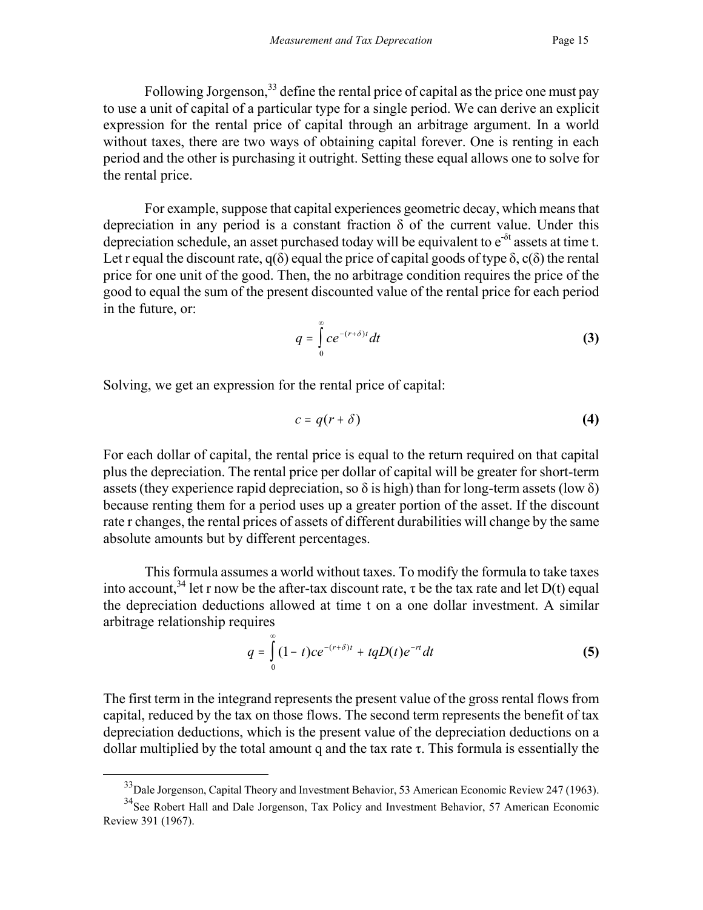Following Jorgenson,[33] define the rental price of capital as the price one must pay to use a unit of capital of a particular type for a single period. We can derive an explicit expression for the rental price of capital through an arbitrage argument. In a world without taxes, there are two ways of obtaining capital forever. One is renting in each period and the other is purchasing it outright. Setting these equal allows one to solve for the rental price.

For example, suppose that capital experiences geometric decay, which means that depreciation in any period is a constant fraction $\delta$ of the current value. Under this depreciation schedule, an asset purchased today will be equivalent to $e^{-\delta t}$ assets at time t. Let r equal the discount rate, $q(\delta)$ equal the price of capital goods of type $\delta$, $c(\delta)$ the rental price for one unit of the good. Then, the no arbitrage condition requires the price of the good to equal the sum of the present discounted value of the rental price for each period in the future, or:

$$q = \int_{0}^{\infty} c e^{-(r+\delta)t} dt \tag{3}$$

Solving, we get an expression for the rental price of capital:

$$c = q(r + \delta) \tag{4}$$

For each dollar of capital, the rental price is equal to the return required on that capital plus the depreciation. The rental price per dollar of capital will be greater for short-term assets (they experience rapid depreciation, so $\delta$ is high) than for long-term assets (low $\delta$) because renting them for a period uses up a greater portion of the asset. If the discount rate r changes, the rental prices of assets of different durabilities will change by the same absolute amounts but by different percentages.

This formula assumes a world without taxes. To modify the formula to take taxes into account,[34] let r now be the after-tax discount rate, $\tau$ be the tax rate and let D(t) equal the depreciation deductions allowed at time t on a one dollar investment. A similar arbitrage relationship requires

$$q = \int_{0}^{\infty} (1 - t) c e^{-(r+\delta)t} + tqD(t)e^{-rt} dt \tag{5}$$

The first term in the integrand represents the present value of the gross rental flows from capital, reduced by the tax on those flows. The second term represents the benefit of tax depreciation deductions, which is the present value of the depreciation deductions on a dollar multiplied by the total amount q and the tax rate $\tau$. This formula is essentially the

---

[33] Dale Jorgenson, Capital Theory and Investment Behavior, 53 American Economic Review 247 (1963).

[34] See Robert Hall and Dale Jorgenson, Tax Policy and Investment Behavior, 57 American Economic Review 391 (1967).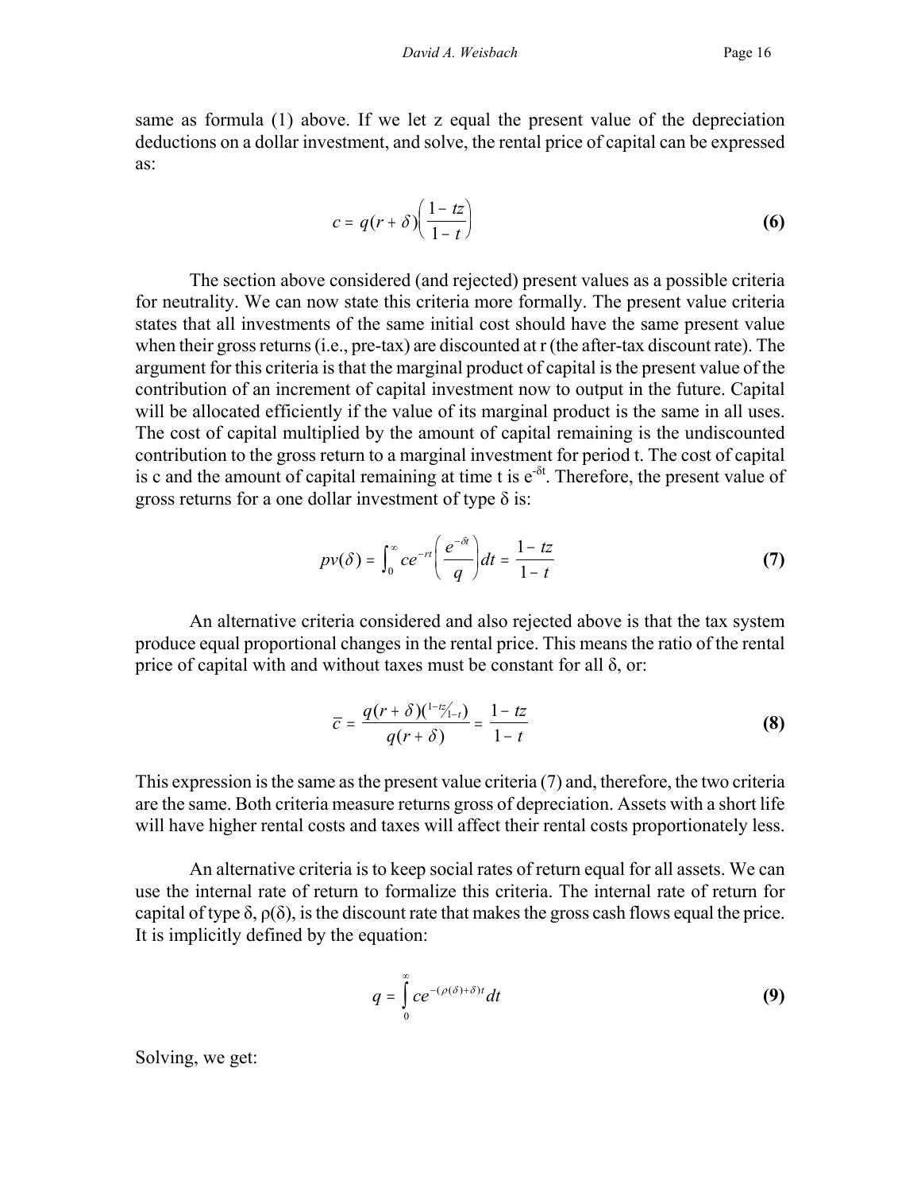same as formula (1) above. If we let z equal the present value of the depreciation deductions on a dollar investment, and solve, the rental price of capital can be expressed as:

$$c = q(r+\delta)\left(\frac{1-tz}{1-t}\right) \tag{6}$$

The section above considered (and rejected) present values as a possible criteria for neutrality. We can now state this criteria more formally. The present value criteria states that all investments of the same initial cost should have the same present value when their gross returns (i.e., pre-tax) are discounted at r (the after-tax discount rate). The argument for this criteria is that the marginal product of capital is the present value of the contribution of an increment of capital investment now to output in the future. Capital will be allocated efficiently if the value of its marginal product is the same in all uses. The cost of capital multiplied by the amount of capital remaining is the undiscounted contribution to the gross return to a marginal investment for period t. The cost of capital is c and the amount of capital remaining at time t is $e^{-\delta t}$. Therefore, the present value of gross returns for a one dollar investment of type δ is:

$$pv(\delta) = \int_0^\infty ce^{-rt}\left(\frac{e^{-\delta t}}{q}\right)dt = \frac{1-tz}{1-t} \tag{7}$$

An alternative criteria considered and also rejected above is that the tax system produce equal proportional changes in the rental price. This means the ratio of the rental price of capital with and without taxes must be constant for all δ, or:

$$\overline{c} = \frac{q(r+\delta)\left(\frac{1-tz}{1-t}\right)}{q(r+\delta)} = \frac{1-tz}{1-t} \tag{8}$$

This expression is the same as the present value criteria (7) and, therefore, the two criteria are the same. Both criteria measure returns gross of depreciation. Assets with a short life will have higher rental costs and taxes will affect their rental costs proportionately less.

An alternative criteria is to keep social rates of return equal for all assets. We can use the internal rate of return to formalize this criteria. The internal rate of return for capital of type δ, ρ(δ), is the discount rate that makes the gross cash flows equal the price. It is implicitly defined by the equation:

$$q = \int_0^\infty ce^{-(\rho(\delta)+\delta)t}dt \tag{9}$$

Solving, we get: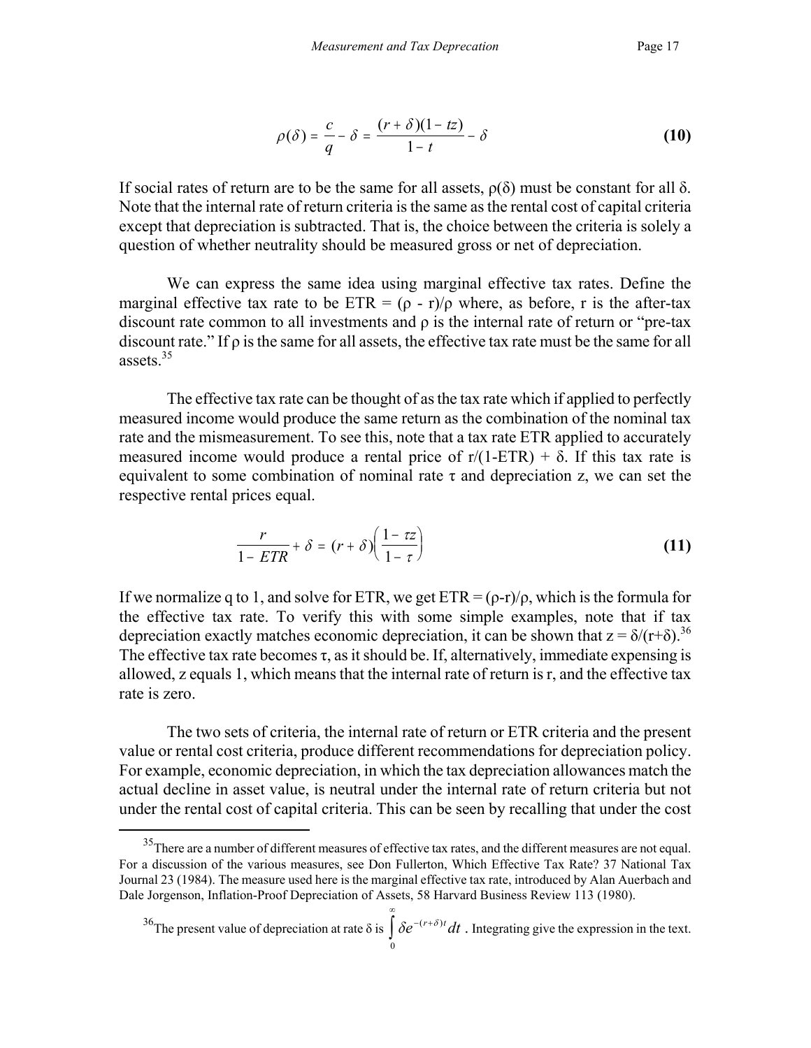$$\rho(\delta) = \frac{c}{q} - \delta = \frac{(r+\delta)(1-tz)}{1-t} - \delta \tag{10}$$

If social rates of return are to be the same for all assets, $\rho(\delta)$ must be constant for all $\delta$. Note that the internal rate of return criteria is the same as the rental cost of capital criteria except that depreciation is subtracted. That is, the choice between the criteria is solely a question of whether neutrality should be measured gross or net of depreciation.

We can express the same idea using marginal effective tax rates. Define the marginal effective tax rate to be ETR = $(\rho - r)/\rho$ where, as before, r is the after-tax discount rate common to all investments and $\rho$ is the internal rate of return or "pre-tax discount rate." If $\rho$ is the same for all assets, the effective tax rate must be the same for all assets.[35]

The effective tax rate can be thought of as the tax rate which if applied to perfectly measured income would produce the same return as the combination of the nominal tax rate and the mismeasurement. To see this, note that a tax rate ETR applied to accurately measured income would produce a rental price of $r/(1\text{-ETR}) + \delta$. If this tax rate is equivalent to some combination of nominal rate $\tau$ and depreciation z, we can set the respective rental prices equal.

$$\frac{r}{1-ETR} + \delta = (r+\delta)\left(\frac{1-\tau z}{1-\tau}\right) \tag{11}$$

If we normalize q to 1, and solve for ETR, we get ETR = $(\rho\text{-}r)/\rho$, which is the formula for the effective tax rate. To verify this with some simple examples, note that if tax depreciation exactly matches economic depreciation, it can be shown that $z = \delta/(r+\delta)$.[36] The effective tax rate becomes $\tau$, as it should be. If, alternatively, immediate expensing is allowed, z equals 1, which means that the internal rate of return is r, and the effective tax rate is zero.

The two sets of criteria, the internal rate of return or ETR criteria and the present value or rental cost criteria, produce different recommendations for depreciation policy. For example, economic depreciation, in which the tax depreciation allowances match the actual decline in asset value, is neutral under the internal rate of return criteria but not under the rental cost of capital criteria. This can be seen by recalling that under the cost

---

[35] There are a number of different measures of effective tax rates, and the different measures are not equal. For a discussion of the various measures, see Don Fullerton, Which Effective Tax Rate? 37 National Tax Journal 23 (1984). The measure used here is the marginal effective tax rate, introduced by Alan Auerbach and Dale Jorgenson, Inflation-Proof Depreciation of Assets, 58 Harvard Business Review 113 (1980).

[36] The present value of depreciation at rate $\delta$ is $\int_0^\infty \delta e^{-(r+\delta)t}\,dt$ . Integrating give the expression in the text.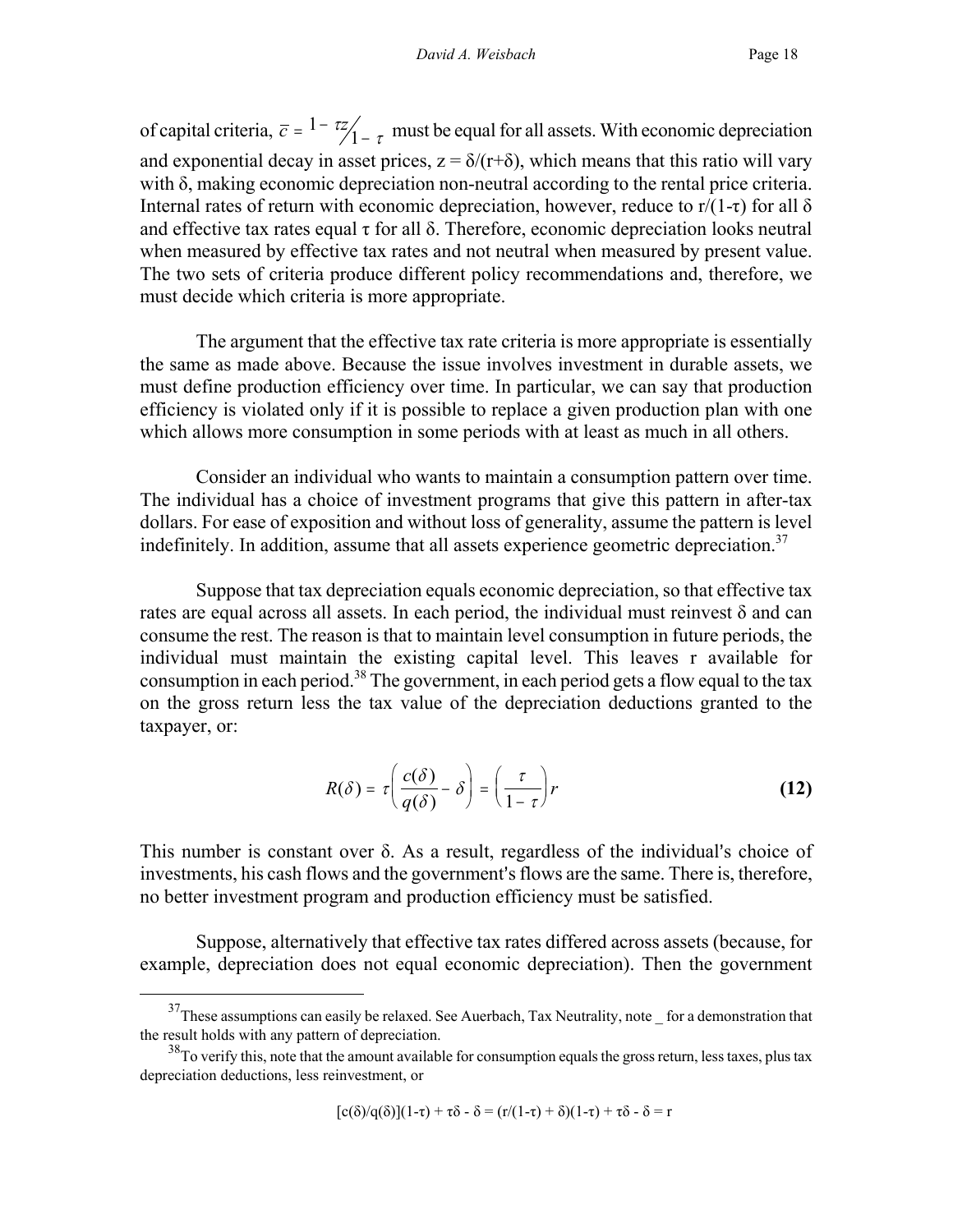of capital criteria, $\bar{c} = {}^{1-\tau z}\!/_{1-\tau}$ must be equal for all assets. With economic depreciation and exponential decay in asset prices, $z = \delta/(r+\delta)$, which means that this ratio will vary with $\delta$, making economic depreciation non-neutral according to the rental price criteria. Internal rates of return with economic depreciation, however, reduce to $r/(1-\tau)$ for all $\delta$ and effective tax rates equal $\tau$ for all $\delta$. Therefore, economic depreciation looks neutral when measured by effective tax rates and not neutral when measured by present value. The two sets of criteria produce different policy recommendations and, therefore, we must decide which criteria is more appropriate.

The argument that the effective tax rate criteria is more appropriate is essentially the same as made above. Because the issue involves investment in durable assets, we must define production efficiency over time. In particular, we can say that production efficiency is violated only if it is possible to replace a given production plan with one which allows more consumption in some periods with at least as much in all others.

Consider an individual who wants to maintain a consumption pattern over time. The individual has a choice of investment programs that give this pattern in after-tax dollars. For ease of exposition and without loss of generality, assume the pattern is level indefinitely. In addition, assume that all assets experience geometric depreciation.[37]

Suppose that tax depreciation equals economic depreciation, so that effective tax rates are equal across all assets. In each period, the individual must reinvest $\delta$ and can consume the rest. The reason is that to maintain level consumption in future periods, the individual must maintain the existing capital level. This leaves r available for consumption in each period.[38] The government, in each period gets a flow equal to the tax on the gross return less the tax value of the depreciation deductions granted to the taxpayer, or:

$$R(\delta) = \tau\left(\frac{c(\delta)}{q(\delta)} - \delta\right) = \left(\frac{\tau}{1-\tau}\right)r \tag{12}$$

This number is constant over $\delta$. As a result, regardless of the individual's choice of investments, his cash flows and the government's flows are the same. There is, therefore, no better investment program and production efficiency must be satisfied.

Suppose, alternatively that effective tax rates differed across assets (because, for example, depreciation does not equal economic depreciation). Then the government

---

[37] These assumptions can easily be relaxed. See Auerbach, Tax Neutrality, note _ for a demonstration that the result holds with any pattern of depreciation.

[38] To verify this, note that the amount available for consumption equals the gross return, less taxes, plus tax depreciation deductions, less reinvestment, or

$$[c(\delta)/q(\delta)](1-\tau) + \tau\delta - \delta = (r/(1-\tau) + \delta)(1-\tau) + \tau\delta - \delta = r$$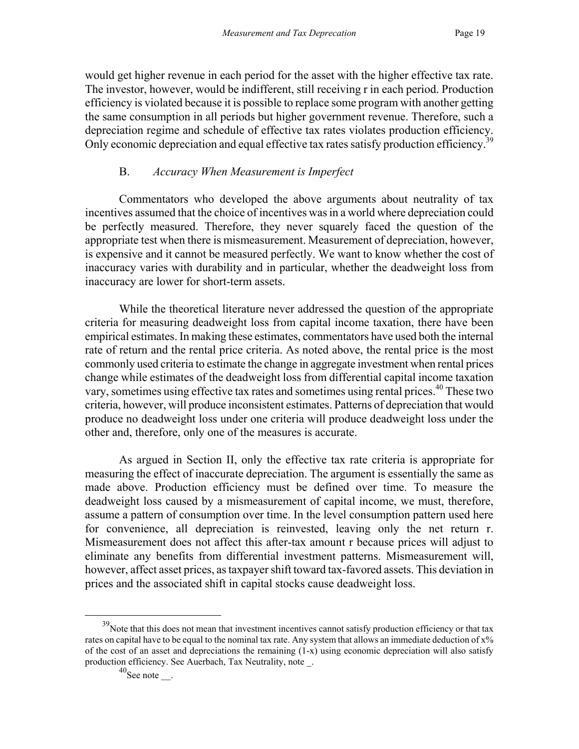would get higher revenue in each period for the asset with the higher effective tax rate. The investor, however, would be indifferent, still receiving r in each period. Production efficiency is violated because it is possible to replace some program with another getting the same consumption in all periods but higher government revenue. Therefore, such a depreciation regime and schedule of effective tax rates violates production efficiency. Only economic depreciation and equal effective tax rates satisfy production efficiency.[39]

### B. *Accuracy When Measurement is Imperfect*

Commentators who developed the above arguments about neutrality of tax incentives assumed that the choice of incentives was in a world where depreciation could be perfectly measured. Therefore, they never squarely faced the question of the appropriate test when there is mismeasurement. Measurement of depreciation, however, is expensive and it cannot be measured perfectly. We want to know whether the cost of inaccuracy varies with durability and in particular, whether the deadweight loss from inaccuracy are lower for short-term assets.

While the theoretical literature never addressed the question of the appropriate criteria for measuring deadweight loss from capital income taxation, there have been empirical estimates. In making these estimates, commentators have used both the internal rate of return and the rental price criteria. As noted above, the rental price is the most commonly used criteria to estimate the change in aggregate investment when rental prices change while estimates of the deadweight loss from differential capital income taxation vary, sometimes using effective tax rates and sometimes using rental prices.[40] These two criteria, however, will produce inconsistent estimates. Patterns of depreciation that would produce no deadweight loss under one criteria will produce deadweight loss under the other and, therefore, only one of the measures is accurate.

As argued in Section II, only the effective tax rate criteria is appropriate for measuring the effect of inaccurate depreciation. The argument is essentially the same as made above. Production efficiency must be defined over time. To measure the deadweight loss caused by a mismeasurement of capital income, we must, therefore, assume a pattern of consumption over time. In the level consumption pattern used here for convenience, all depreciation is reinvested, leaving only the net return r. Mismeasurement does not affect this after-tax amount r because prices will adjust to eliminate any benefits from differential investment patterns. Mismeasurement will, however, affect asset prices, as taxpayer shift toward tax-favored assets. This deviation in prices and the associated shift in capital stocks cause deadweight loss.

---

[39] Note that this does not mean that investment incentives cannot satisfy production efficiency or that tax rates on capital have to be equal to the nominal tax rate. Any system that allows an immediate deduction of x% of the cost of an asset and depreciations the remaining (1-x) using economic depreciation will also satisfy production efficiency. See Auerbach, Tax Neutrality, note _.

[40] See note __.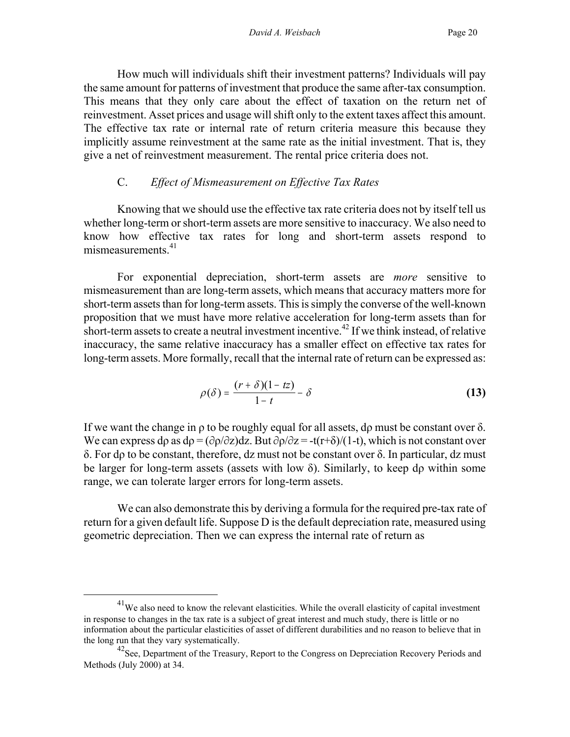How much will individuals shift their investment patterns? Individuals will pay the same amount for patterns of investment that produce the same after-tax consumption. This means that they only care about the effect of taxation on the return net of reinvestment. Asset prices and usage will shift only to the extent taxes affect this amount. The effective tax rate or internal rate of return criteria measure this because they implicitly assume reinvestment at the same rate as the initial investment. That is, they give a net of reinvestment measurement. The rental price criteria does not.

### C. *Effect of Mismeasurement on Effective Tax Rates*

Knowing that we should use the effective tax rate criteria does not by itself tell us whether long-term or short-term assets are more sensitive to inaccuracy. We also need to know how effective tax rates for long and short-term assets respond to mismeasurements.[41]

For exponential depreciation, short-term assets are *more* sensitive to mismeasurement than are long-term assets, which means that accuracy matters more for short-term assets than for long-term assets. This is simply the converse of the well-known proposition that we must have more relative acceleration for long-term assets than for short-term assets to create a neutral investment incentive.[42] If we think instead, of relative inaccuracy, the same relative inaccuracy has a smaller effect on effective tax rates for long-term assets. More formally, recall that the internal rate of return can be expressed as:

$$\rho(\delta) = \frac{(r+\delta)(1-tz)}{1-t} - \delta \tag{13}$$

If we want the change in $\rho$ to be roughly equal for all assets, $d\rho$ must be constant over $\delta$. We can express $d\rho$ as $d\rho = (\partial\rho/\partial z)dz$. But $\partial\rho/\partial z = -t(r+\delta)/(1-t)$, which is not constant over $\delta$. For $d\rho$ to be constant, therefore, $dz$ must not be constant over $\delta$. In particular, $dz$ must be larger for long-term assets (assets with low $\delta$). Similarly, to keep $d\rho$ within some range, we can tolerate larger errors for long-term assets.

We can also demonstrate this by deriving a formula for the required pre-tax rate of return for a given default life. Suppose D is the default depreciation rate, measured using geometric depreciation. Then we can express the internal rate of return as

---

[41] We also need to know the relevant elasticities. While the overall elasticity of capital investment in response to changes in the tax rate is a subject of great interest and much study, there is little or no information about the particular elasticities of asset of different durabilities and no reason to believe that in the long run that they vary systematically.

[42] See, Department of the Treasury, Report to the Congress on Depreciation Recovery Periods and Methods (July 2000) at 34.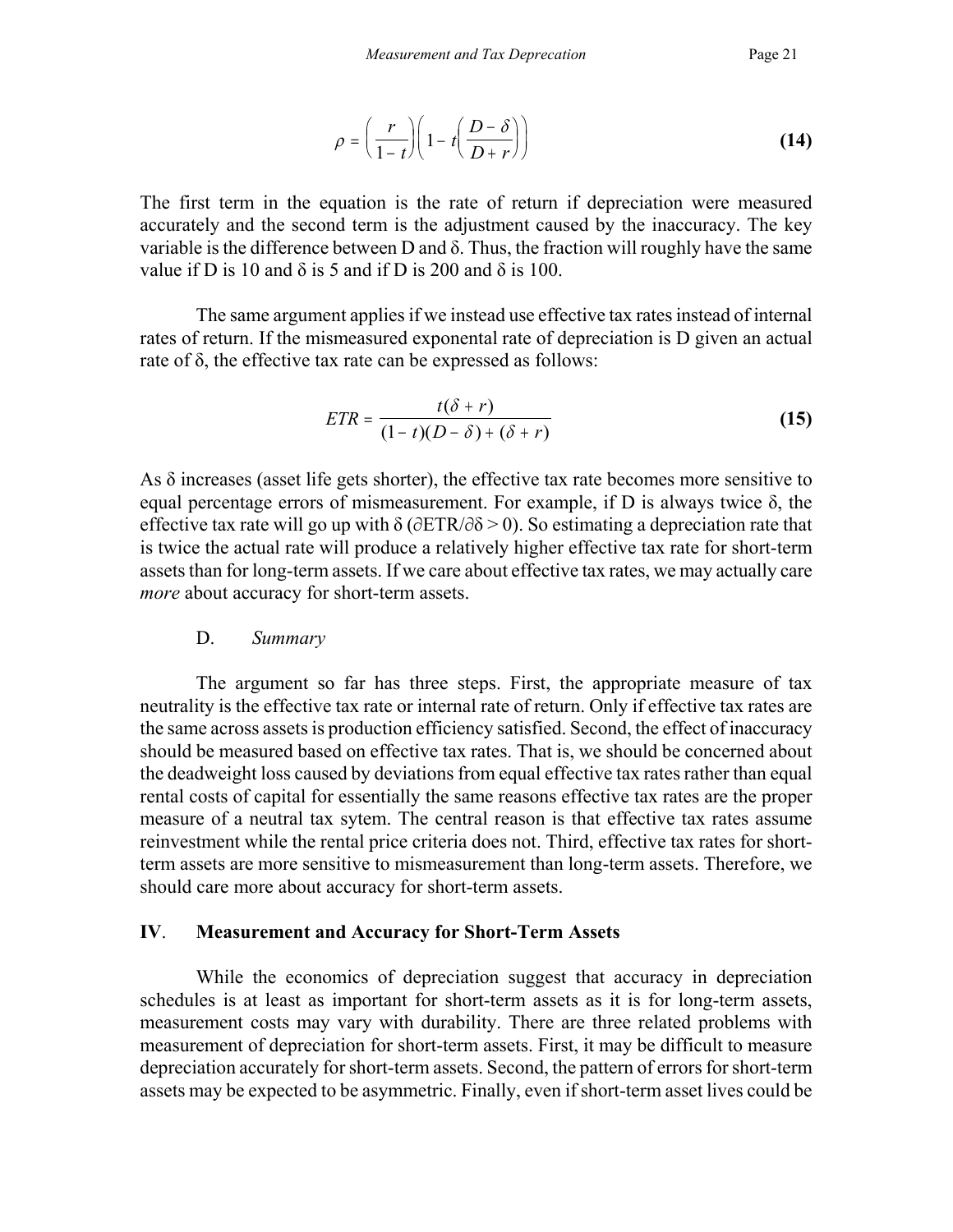$$\rho = \left(\frac{r}{1-t}\right)\left(1 - t\left(\frac{D-\delta}{D+r}\right)\right) \tag{14}$$

The first term in the equation is the rate of return if depreciation were measured accurately and the second term is the adjustment caused by the inaccuracy. The key variable is the difference between D and δ. Thus, the fraction will roughly have the same value if D is 10 and δ is 5 and if D is 200 and δ is 100.

The same argument applies if we instead use effective tax rates instead of internal rates of return. If the mismeasured exponental rate of depreciation is D given an actual rate of δ, the effective tax rate can be expressed as follows:

$$ETR = \frac{t(\delta + r)}{(1-t)(D-\delta) + (\delta + r)} \tag{15}$$

As δ increases (asset life gets shorter), the effective tax rate becomes more sensitive to equal percentage errors of mismeasurement. For example, if D is always twice δ, the effective tax rate will go up with δ ($\partial ETR/\partial\delta > 0$). So estimating a depreciation rate that is twice the actual rate will produce a relatively higher effective tax rate for short-term assets than for long-term assets. If we care about effective tax rates, we may actually care *more* about accuracy for short-term assets.

### D. *Summary*

The argument so far has three steps. First, the appropriate measure of tax neutrality is the effective tax rate or internal rate of return. Only if effective tax rates are the same across assets is production efficiency satisfied. Second, the effect of inaccuracy should be measured based on effective tax rates. That is, we should be concerned about the deadweight loss caused by deviations from equal effective tax rates rather than equal rental costs of capital for essentially the same reasons effective tax rates are the proper measure of a neutral tax sytem. The central reason is that effective tax rates assume reinvestment while the rental price criteria does not. Third, effective tax rates for short-term assets are more sensitive to mismeasurement than long-term assets. Therefore, we should care more about accuracy for short-term assets.

## IV. Measurement and Accuracy for Short-Term Assets

While the economics of depreciation suggest that accuracy in depreciation schedules is at least as important for short-term assets as it is for long-term assets, measurement costs may vary with durability. There are three related problems with measurement of depreciation for short-term assets. First, it may be difficult to measure depreciation accurately for short-term assets. Second, the pattern of errors for short-term assets may be expected to be asymmetric. Finally, even if short-term asset lives could be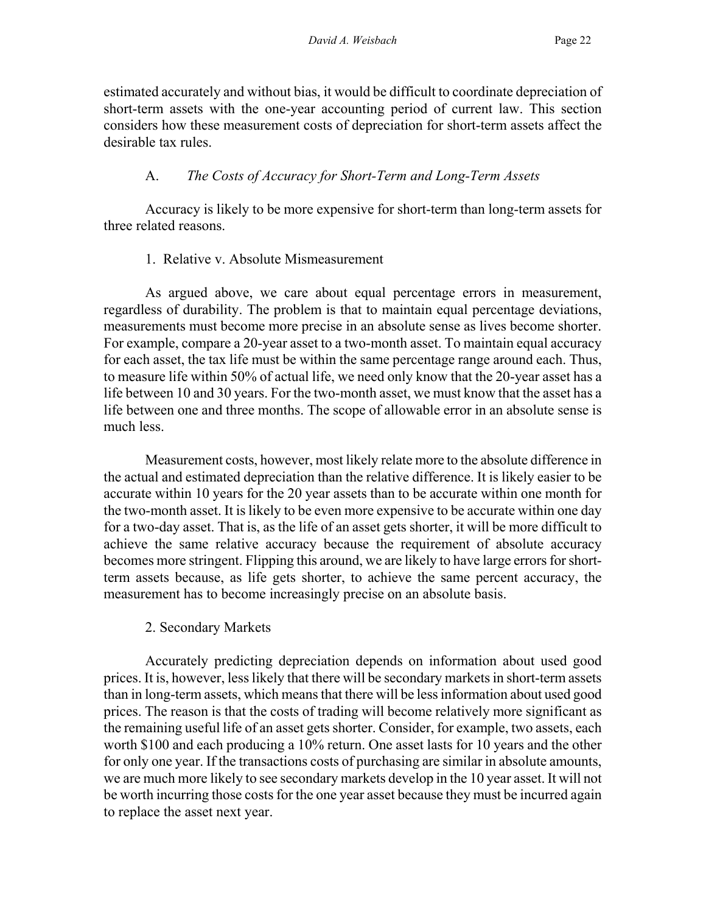estimated accurately and without bias, it would be difficult to coordinate depreciation of short-term assets with the one-year accounting period of current law. This section considers how these measurement costs of depreciation for short-term assets affect the desirable tax rules.

### A. *The Costs of Accuracy for Short-Term and Long-Term Assets*

Accuracy is likely to be more expensive for short-term than long-term assets for three related reasons.

#### 1. Relative v. Absolute Mismeasurement

As argued above, we care about equal percentage errors in measurement, regardless of durability. The problem is that to maintain equal percentage deviations, measurements must become more precise in an absolute sense as lives become shorter. For example, compare a 20-year asset to a two-month asset. To maintain equal accuracy for each asset, the tax life must be within the same percentage range around each. Thus, to measure life within 50% of actual life, we need only know that the 20-year asset has a life between 10 and 30 years. For the two-month asset, we must know that the asset has a life between one and three months. The scope of allowable error in an absolute sense is much less.

Measurement costs, however, most likely relate more to the absolute difference in the actual and estimated depreciation than the relative difference. It is likely easier to be accurate within 10 years for the 20 year assets than to be accurate within one month for the two-month asset. It is likely to be even more expensive to be accurate within one day for a two-day asset. That is, as the life of an asset gets shorter, it will be more difficult to achieve the same relative accuracy because the requirement of absolute accuracy becomes more stringent. Flipping this around, we are likely to have large errors for short-term assets because, as life gets shorter, to achieve the same percent accuracy, the measurement has to become increasingly precise on an absolute basis.

#### 2. Secondary Markets

Accurately predicting depreciation depends on information about used good prices. It is, however, less likely that there will be secondary markets in short-term assets than in long-term assets, which means that there will be less information about used good prices. The reason is that the costs of trading will become relatively more significant as the remaining useful life of an asset gets shorter. Consider, for example, two assets, each worth $100 and each producing a 10% return. One asset lasts for 10 years and the other for only one year. If the transactions costs of purchasing are similar in absolute amounts, we are much more likely to see secondary markets develop in the 10 year asset. It will not be worth incurring those costs for the one year asset because they must be incurred again to replace the asset next year.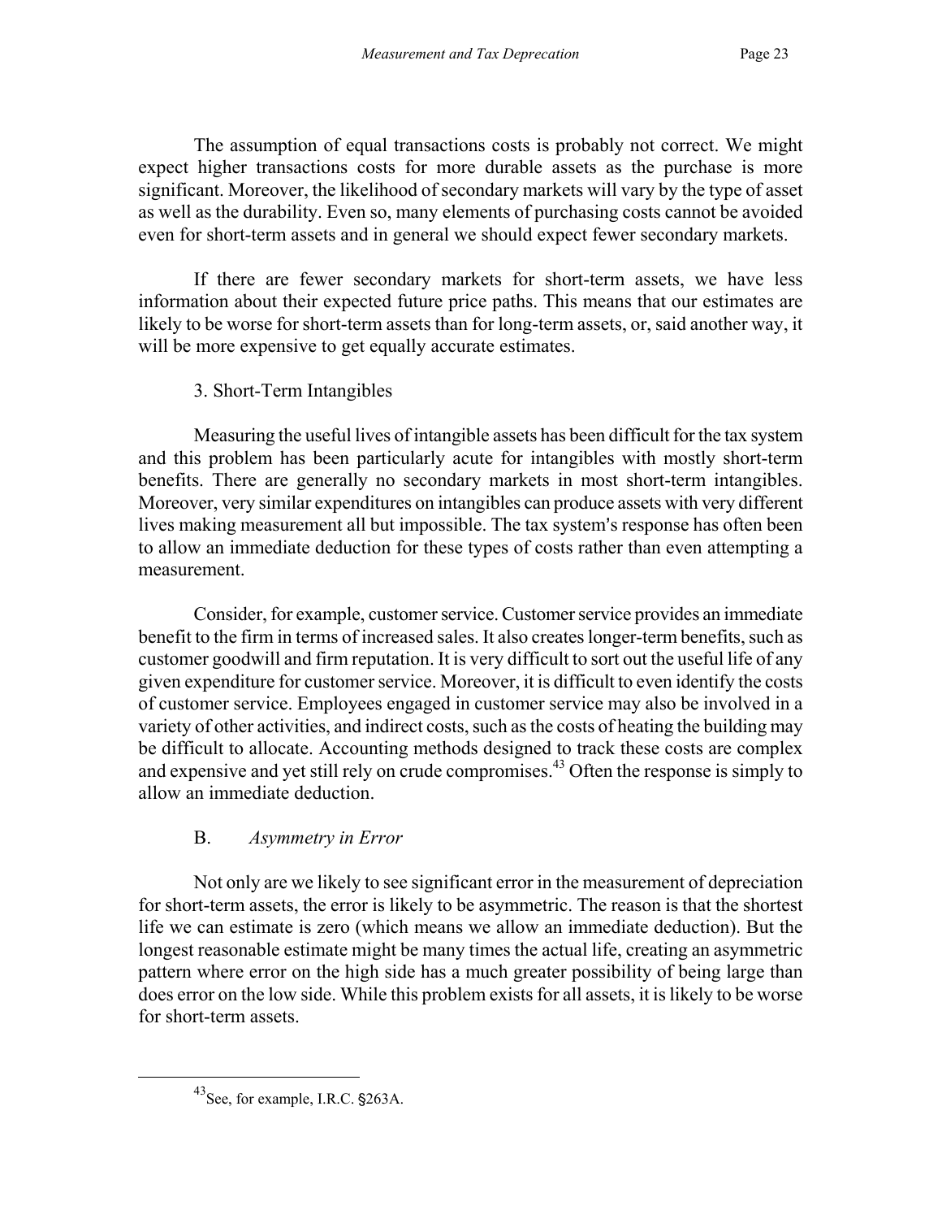The assumption of equal transactions costs is probably not correct. We might expect higher transactions costs for more durable assets as the purchase is more significant. Moreover, the likelihood of secondary markets will vary by the type of asset as well as the durability. Even so, many elements of purchasing costs cannot be avoided even for short-term assets and in general we should expect fewer secondary markets.

If there are fewer secondary markets for short-term assets, we have less information about their expected future price paths. This means that our estimates are likely to be worse for short-term assets than for long-term assets, or, said another way, it will be more expensive to get equally accurate estimates.

### 3. Short-Term Intangibles

Measuring the useful lives of intangible assets has been difficult for the tax system and this problem has been particularly acute for intangibles with mostly short-term benefits. There are generally no secondary markets in most short-term intangibles. Moreover, very similar expenditures on intangibles can produce assets with very different lives making measurement all but impossible. The tax system's response has often been to allow an immediate deduction for these types of costs rather than even attempting a measurement.

Consider, for example, customer service. Customer service provides an immediate benefit to the firm in terms of increased sales. It also creates longer-term benefits, such as customer goodwill and firm reputation. It is very difficult to sort out the useful life of any given expenditure for customer service. Moreover, it is difficult to even identify the costs of customer service. Employees engaged in customer service may also be involved in a variety of other activities, and indirect costs, such as the costs of heating the building may be difficult to allocate. Accounting methods designed to track these costs are complex and expensive and yet still rely on crude compromises.[43] Often the response is simply to allow an immediate deduction.

## B. *Asymmetry in Error*

Not only are we likely to see significant error in the measurement of depreciation for short-term assets, the error is likely to be asymmetric. The reason is that the shortest life we can estimate is zero (which means we allow an immediate deduction). But the longest reasonable estimate might be many times the actual life, creating an asymmetric pattern where error on the high side has a much greater possibility of being large than does error on the low side. While this problem exists for all assets, it is likely to be worse for short-term assets.

[43] See, for example, I.R.C. §263A.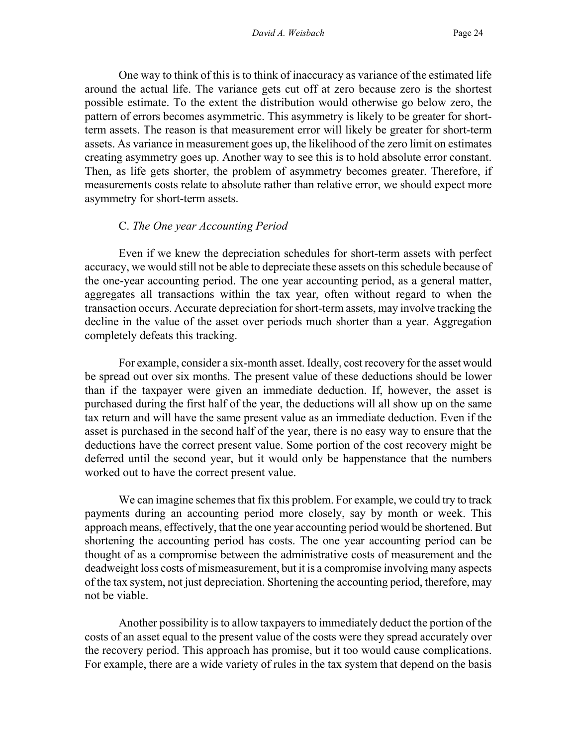One way to think of this is to think of inaccuracy as variance of the estimated life around the actual life. The variance gets cut off at zero because zero is the shortest possible estimate. To the extent the distribution would otherwise go below zero, the pattern of errors becomes asymmetric. This asymmetry is likely to be greater for short-term assets. The reason is that measurement error will likely be greater for short-term assets. As variance in measurement goes up, the likelihood of the zero limit on estimates creating asymmetry goes up. Another way to see this is to hold absolute error constant. Then, as life gets shorter, the problem of asymmetry becomes greater. Therefore, if measurements costs relate to absolute rather than relative error, we should expect more asymmetry for short-term assets.

### C. *The One year Accounting Period*

Even if we knew the depreciation schedules for short-term assets with perfect accuracy, we would still not be able to depreciate these assets on this schedule because of the one-year accounting period. The one year accounting period, as a general matter, aggregates all transactions within the tax year, often without regard to when the transaction occurs. Accurate depreciation for short-term assets, may involve tracking the decline in the value of the asset over periods much shorter than a year. Aggregation completely defeats this tracking.

For example, consider a six-month asset. Ideally, cost recovery for the asset would be spread out over six months. The present value of these deductions should be lower than if the taxpayer were given an immediate deduction. If, however, the asset is purchased during the first half of the year, the deductions will all show up on the same tax return and will have the same present value as an immediate deduction. Even if the asset is purchased in the second half of the year, there is no easy way to ensure that the deductions have the correct present value. Some portion of the cost recovery might be deferred until the second year, but it would only be happenstance that the numbers worked out to have the correct present value.

We can imagine schemes that fix this problem. For example, we could try to track payments during an accounting period more closely, say by month or week. This approach means, effectively, that the one year accounting period would be shortened. But shortening the accounting period has costs. The one year accounting period can be thought of as a compromise between the administrative costs of measurement and the deadweight loss costs of mismeasurement, but it is a compromise involving many aspects of the tax system, not just depreciation. Shortening the accounting period, therefore, may not be viable.

Another possibility is to allow taxpayers to immediately deduct the portion of the costs of an asset equal to the present value of the costs were they spread accurately over the recovery period. This approach has promise, but it too would cause complications. For example, there are a wide variety of rules in the tax system that depend on the basis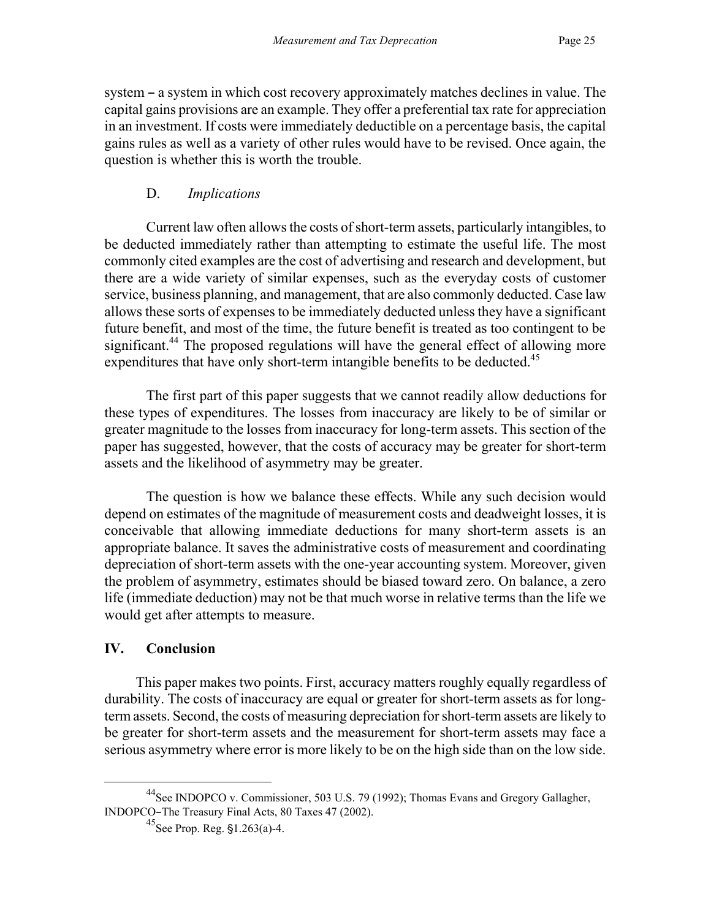system – a system in which cost recovery approximately matches declines in value. The capital gains provisions are an example. They offer a preferential tax rate for appreciation in an investment. If costs were immediately deductible on a percentage basis, the capital gains rules as well as a variety of other rules would have to be revised. Once again, the question is whether this is worth the trouble.

### D. *Implications*

Current law often allows the costs of short-term assets, particularly intangibles, to be deducted immediately rather than attempting to estimate the useful life. The most commonly cited examples are the cost of advertising and research and development, but there are a wide variety of similar expenses, such as the everyday costs of customer service, business planning, and management, that are also commonly deducted. Case law allows these sorts of expenses to be immediately deducted unless they have a significant future benefit, and most of the time, the future benefit is treated as too contingent to be significant.[44] The proposed regulations will have the general effect of allowing more expenditures that have only short-term intangible benefits to be deducted.[45]

The first part of this paper suggests that we cannot readily allow deductions for these types of expenditures. The losses from inaccuracy are likely to be of similar or greater magnitude to the losses from inaccuracy for long-term assets. This section of the paper has suggested, however, that the costs of accuracy may be greater for short-term assets and the likelihood of asymmetry may be greater.

The question is how we balance these effects. While any such decision would depend on estimates of the magnitude of measurement costs and deadweight losses, it is conceivable that allowing immediate deductions for many short-term assets is an appropriate balance. It saves the administrative costs of measurement and coordinating depreciation of short-term assets with the one-year accounting system. Moreover, given the problem of asymmetry, estimates should be biased toward zero. On balance, a zero life (immediate deduction) may not be that much worse in relative terms than the life we would get after attempts to measure.

## IV. Conclusion

This paper makes two points. First, accuracy matters roughly equally regardless of durability. The costs of inaccuracy are equal or greater for short-term assets as for long-term assets. Second, the costs of measuring depreciation for short-term assets are likely to be greater for short-term assets and the measurement for short-term assets may face a serious asymmetry where error is more likely to be on the high side than on the low side.

---

[44] See INDOPCO v. Commissioner, 503 U.S. 79 (1992); Thomas Evans and Gregory Gallagher, INDOPCO–The Treasury Final Acts, 80 Taxes 47 (2002).

[45] See Prop. Reg. §1.263(a)-4.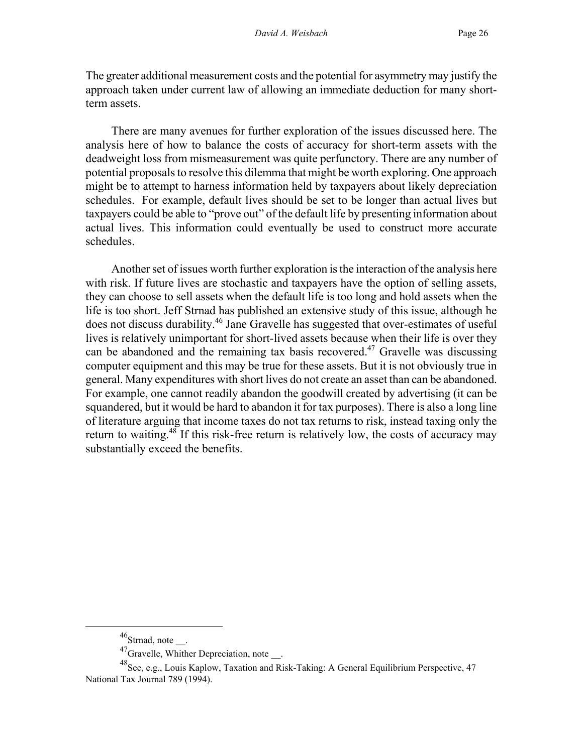The greater additional measurement costs and the potential for asymmetry may justify the approach taken under current law of allowing an immediate deduction for many short-term assets.

There are many avenues for further exploration of the issues discussed here. The analysis here of how to balance the costs of accuracy for short-term assets with the deadweight loss from mismeasurement was quite perfunctory. There are any number of potential proposals to resolve this dilemma that might be worth exploring. One approach might be to attempt to harness information held by taxpayers about likely depreciation schedules. For example, default lives should be set to be longer than actual lives but taxpayers could be able to "prove out" of the default life by presenting information about actual lives. This information could eventually be used to construct more accurate schedules.

Another set of issues worth further exploration is the interaction of the analysis here with risk. If future lives are stochastic and taxpayers have the option of selling assets, they can choose to sell assets when the default life is too long and hold assets when the life is too short. Jeff Strnad has published an extensive study of this issue, although he does not discuss durability.[46] Jane Gravelle has suggested that over-estimates of useful lives is relatively unimportant for short-lived assets because when their life is over they can be abandoned and the remaining tax basis recovered.[47] Gravelle was discussing computer equipment and this may be true for these assets. But it is not obviously true in general. Many expenditures with short lives do not create an asset than can be abandoned. For example, one cannot readily abandon the goodwill created by advertising (it can be squandered, but it would be hard to abandon it for tax purposes). There is also a long line of literature arguing that income taxes do not tax returns to risk, instead taxing only the return to waiting.[48] If this risk-free return is relatively low, the costs of accuracy may substantially exceed the benefits.

[46] Strnad, note __.

[47] Gravelle, Whither Depreciation, note __.

[48] See, e.g., Louis Kaplow, Taxation and Risk-Taking: A General Equilibrium Perspective, 47 National Tax Journal 789 (1994).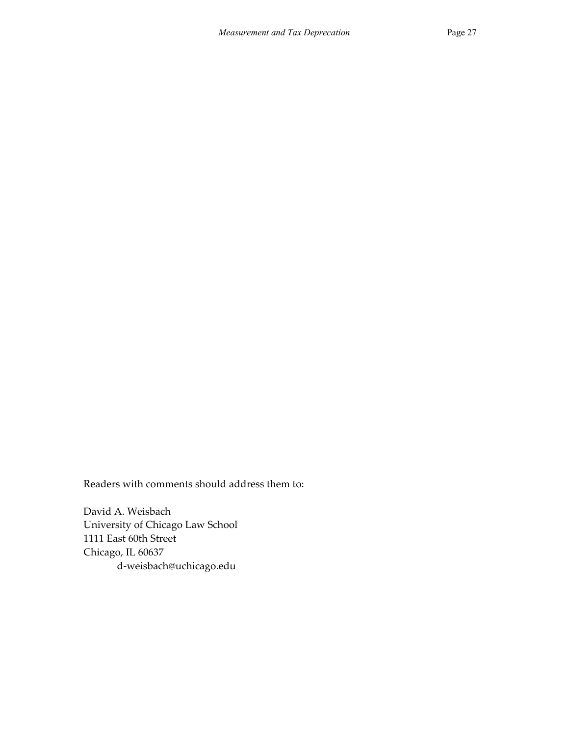Readers with comments should address them to:

David A. Weisbach  
University of Chicago Law School  
1111 East 60th Street  
Chicago, IL 60637  
d-weisbach@uchicago.edu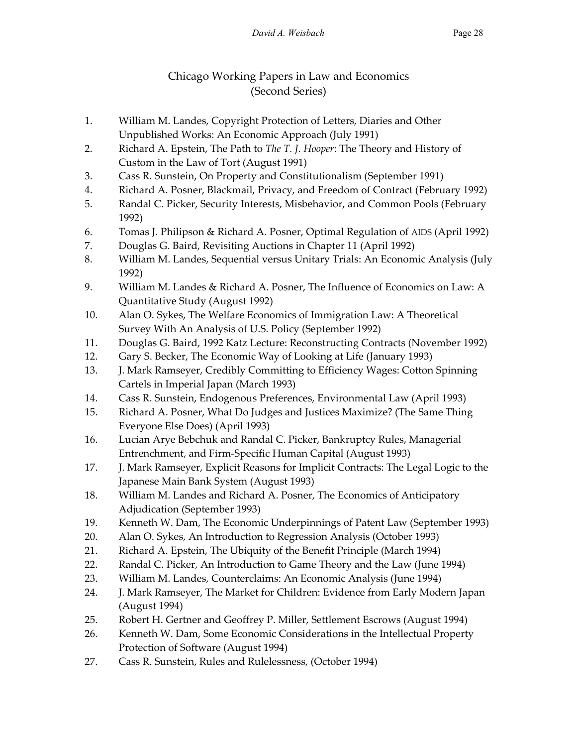# Chicago Working Papers in Law and Economics (Second Series)

1. William M. Landes, Copyright Protection of Letters, Diaries and Other Unpublished Works: An Economic Approach (July 1991)
2. Richard A. Epstein, The Path to *The T. J. Hooper*: The Theory and History of Custom in the Law of Tort (August 1991)
3. Cass R. Sunstein, On Property and Constitutionalism (September 1991)
4. Richard A. Posner, Blackmail, Privacy, and Freedom of Contract (February 1992)
5. Randal C. Picker, Security Interests, Misbehavior, and Common Pools (February 1992)
6. Tomas J. Philipson & Richard A. Posner, Optimal Regulation of AIDS (April 1992)
7. Douglas G. Baird, Revisiting Auctions in Chapter 11 (April 1992)
8. William M. Landes, Sequential versus Unitary Trials: An Economic Analysis (July 1992)
9. William M. Landes & Richard A. Posner, The Influence of Economics on Law: A Quantitative Study (August 1992)
10. Alan O. Sykes, The Welfare Economics of Immigration Law: A Theoretical Survey With An Analysis of U.S. Policy (September 1992)
11. Douglas G. Baird, 1992 Katz Lecture: Reconstructing Contracts (November 1992)
12. Gary S. Becker, The Economic Way of Looking at Life (January 1993)
13. J. Mark Ramseyer, Credibly Committing to Efficiency Wages: Cotton Spinning Cartels in Imperial Japan (March 1993)
14. Cass R. Sunstein, Endogenous Preferences, Environmental Law (April 1993)
15. Richard A. Posner, What Do Judges and Justices Maximize? (The Same Thing Everyone Else Does) (April 1993)
16. Lucian Arye Bebchuk and Randal C. Picker, Bankruptcy Rules, Managerial Entrenchment, and Firm-Specific Human Capital (August 1993)
17. J. Mark Ramseyer, Explicit Reasons for Implicit Contracts: The Legal Logic to the Japanese Main Bank System (August 1993)
18. William M. Landes and Richard A. Posner, The Economics of Anticipatory Adjudication (September 1993)
19. Kenneth W. Dam, The Economic Underpinnings of Patent Law (September 1993)
20. Alan O. Sykes, An Introduction to Regression Analysis (October 1993)
21. Richard A. Epstein, The Ubiquity of the Benefit Principle (March 1994)
22. Randal C. Picker, An Introduction to Game Theory and the Law (June 1994)
23. William M. Landes, Counterclaims: An Economic Analysis (June 1994)
24. J. Mark Ramseyer, The Market for Children: Evidence from Early Modern Japan (August 1994)
25. Robert H. Gertner and Geoffrey P. Miller, Settlement Escrows (August 1994)
26. Kenneth W. Dam, Some Economic Considerations in the Intellectual Property Protection of Software (August 1994)
27. Cass R. Sunstein, Rules and Rulelessness, (October 1994)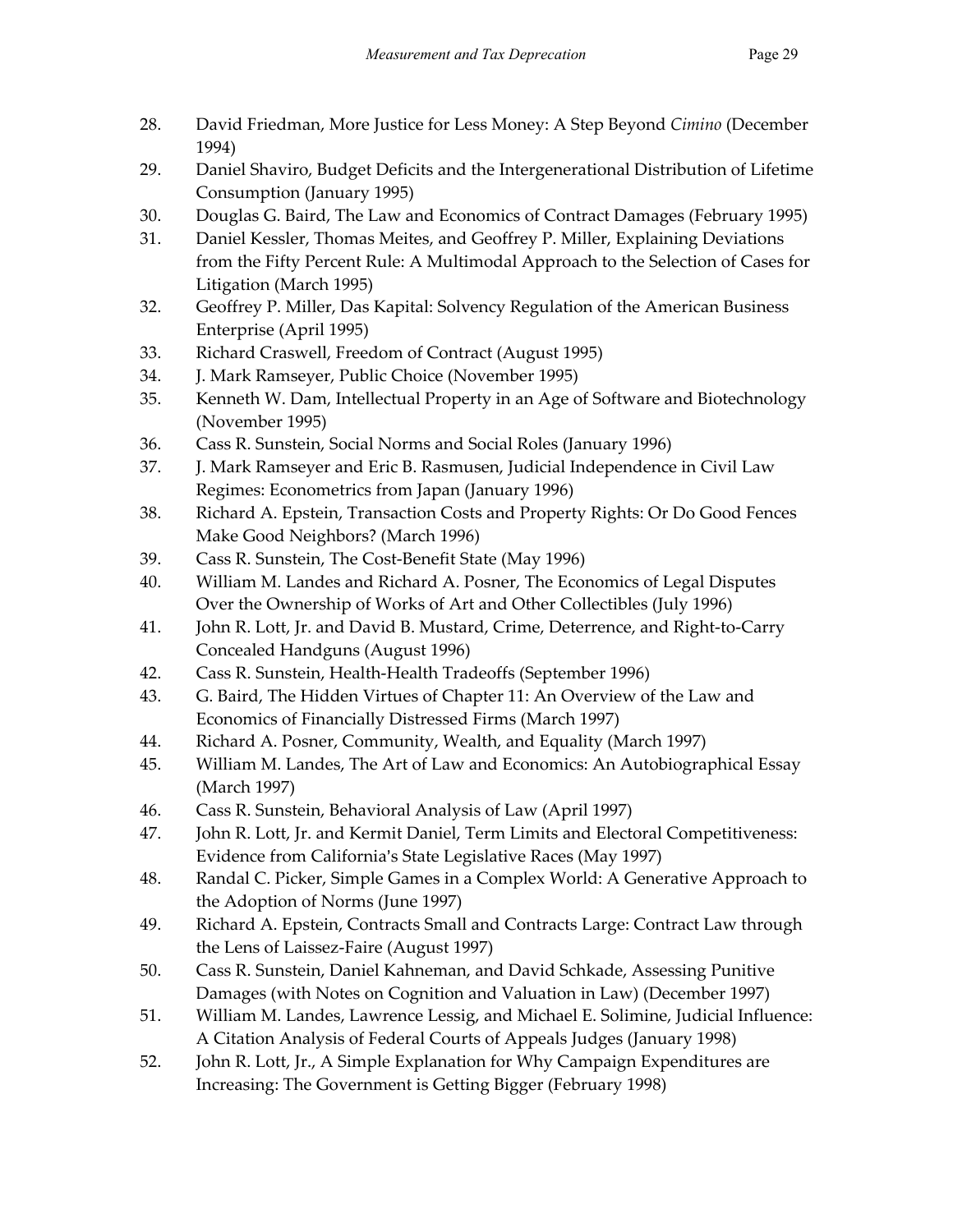28. David Friedman, More Justice for Less Money: A Step Beyond *Cimino* (December 1994)
29. Daniel Shaviro, Budget Deficits and the Intergenerational Distribution of Lifetime Consumption (January 1995)
30. Douglas G. Baird, The Law and Economics of Contract Damages (February 1995)
31. Daniel Kessler, Thomas Meites, and Geoffrey P. Miller, Explaining Deviations from the Fifty Percent Rule: A Multimodal Approach to the Selection of Cases for Litigation (March 1995)
32. Geoffrey P. Miller, Das Kapital: Solvency Regulation of the American Business Enterprise (April 1995)
33. Richard Craswell, Freedom of Contract (August 1995)
34. J. Mark Ramseyer, Public Choice (November 1995)
35. Kenneth W. Dam, Intellectual Property in an Age of Software and Biotechnology (November 1995)
36. Cass R. Sunstein, Social Norms and Social Roles (January 1996)
37. J. Mark Ramseyer and Eric B. Rasmusen, Judicial Independence in Civil Law Regimes: Econometrics from Japan (January 1996)
38. Richard A. Epstein, Transaction Costs and Property Rights: Or Do Good Fences Make Good Neighbors? (March 1996)
39. Cass R. Sunstein, The Cost-Benefit State (May 1996)
40. William M. Landes and Richard A. Posner, The Economics of Legal Disputes Over the Ownership of Works of Art and Other Collectibles (July 1996)
41. John R. Lott, Jr. and David B. Mustard, Crime, Deterrence, and Right-to-Carry Concealed Handguns (August 1996)
42. Cass R. Sunstein, Health-Health Tradeoffs (September 1996)
43. G. Baird, The Hidden Virtues of Chapter 11: An Overview of the Law and Economics of Financially Distressed Firms (March 1997)
44. Richard A. Posner, Community, Wealth, and Equality (March 1997)
45. William M. Landes, The Art of Law and Economics: An Autobiographical Essay (March 1997)
46. Cass R. Sunstein, Behavioral Analysis of Law (April 1997)
47. John R. Lott, Jr. and Kermit Daniel, Term Limits and Electoral Competitiveness: Evidence from California's State Legislative Races (May 1997)
48. Randal C. Picker, Simple Games in a Complex World: A Generative Approach to the Adoption of Norms (June 1997)
49. Richard A. Epstein, Contracts Small and Contracts Large: Contract Law through the Lens of Laissez-Faire (August 1997)
50. Cass R. Sunstein, Daniel Kahneman, and David Schkade, Assessing Punitive Damages (with Notes on Cognition and Valuation in Law) (December 1997)
51. William M. Landes, Lawrence Lessig, and Michael E. Solimine, Judicial Influence: A Citation Analysis of Federal Courts of Appeals Judges (January 1998)
52. John R. Lott, Jr., A Simple Explanation for Why Campaign Expenditures are Increasing: The Government is Getting Bigger (February 1998)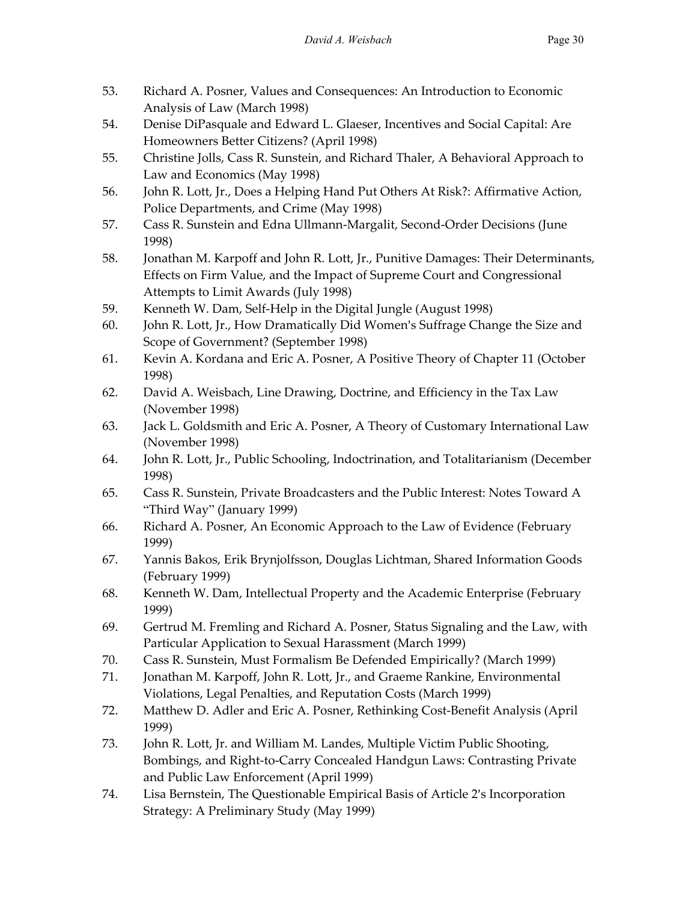53. Richard A. Posner, Values and Consequences: An Introduction to Economic Analysis of Law (March 1998)
54. Denise DiPasquale and Edward L. Glaeser, Incentives and Social Capital: Are Homeowners Better Citizens? (April 1998)
55. Christine Jolls, Cass R. Sunstein, and Richard Thaler, A Behavioral Approach to Law and Economics (May 1998)
56. John R. Lott, Jr., Does a Helping Hand Put Others At Risk?: Affirmative Action, Police Departments, and Crime (May 1998)
57. Cass R. Sunstein and Edna Ullmann-Margalit, Second-Order Decisions (June 1998)
58. Jonathan M. Karpoff and John R. Lott, Jr., Punitive Damages: Their Determinants, Effects on Firm Value, and the Impact of Supreme Court and Congressional Attempts to Limit Awards (July 1998)
59. Kenneth W. Dam, Self-Help in the Digital Jungle (August 1998)
60. John R. Lott, Jr., How Dramatically Did Women's Suffrage Change the Size and Scope of Government? (September 1998)
61. Kevin A. Kordana and Eric A. Posner, A Positive Theory of Chapter 11 (October 1998)
62. David A. Weisbach, Line Drawing, Doctrine, and Efficiency in the Tax Law (November 1998)
63. Jack L. Goldsmith and Eric A. Posner, A Theory of Customary International Law (November 1998)
64. John R. Lott, Jr., Public Schooling, Indoctrination, and Totalitarianism (December 1998)
65. Cass R. Sunstein, Private Broadcasters and the Public Interest: Notes Toward A "Third Way" (January 1999)
66. Richard A. Posner, An Economic Approach to the Law of Evidence (February 1999)
67. Yannis Bakos, Erik Brynjolfsson, Douglas Lichtman, Shared Information Goods (February 1999)
68. Kenneth W. Dam, Intellectual Property and the Academic Enterprise (February 1999)
69. Gertrud M. Fremling and Richard A. Posner, Status Signaling and the Law, with Particular Application to Sexual Harassment (March 1999)
70. Cass R. Sunstein, Must Formalism Be Defended Empirically? (March 1999)
71. Jonathan M. Karpoff, John R. Lott, Jr., and Graeme Rankine, Environmental Violations, Legal Penalties, and Reputation Costs (March 1999)
72. Matthew D. Adler and Eric A. Posner, Rethinking Cost-Benefit Analysis (April 1999)
73. John R. Lott, Jr. and William M. Landes, Multiple Victim Public Shooting, Bombings, and Right-to-Carry Concealed Handgun Laws: Contrasting Private and Public Law Enforcement (April 1999)
74. Lisa Bernstein, The Questionable Empirical Basis of Article 2's Incorporation Strategy: A Preliminary Study (May 1999)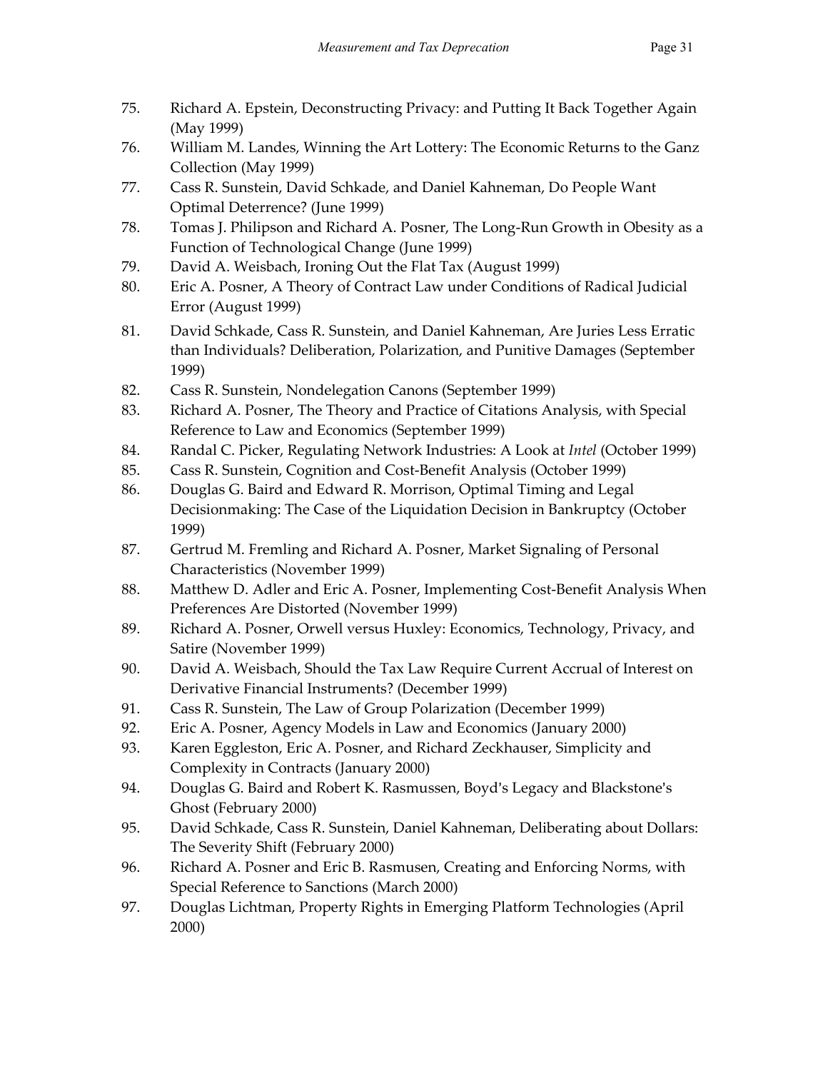75. Richard A. Epstein, Deconstructing Privacy: and Putting It Back Together Again (May 1999)
76. William M. Landes, Winning the Art Lottery: The Economic Returns to the Ganz Collection (May 1999)
77. Cass R. Sunstein, David Schkade, and Daniel Kahneman, Do People Want Optimal Deterrence? (June 1999)
78. Tomas J. Philipson and Richard A. Posner, The Long-Run Growth in Obesity as a Function of Technological Change (June 1999)
79. David A. Weisbach, Ironing Out the Flat Tax (August 1999)
80. Eric A. Posner, A Theory of Contract Law under Conditions of Radical Judicial Error (August 1999)
81. David Schkade, Cass R. Sunstein, and Daniel Kahneman, Are Juries Less Erratic than Individuals? Deliberation, Polarization, and Punitive Damages (September 1999)
82. Cass R. Sunstein, Nondelegation Canons (September 1999)
83. Richard A. Posner, The Theory and Practice of Citations Analysis, with Special Reference to Law and Economics (September 1999)
84. Randal C. Picker, Regulating Network Industries: A Look at *Intel* (October 1999)
85. Cass R. Sunstein, Cognition and Cost-Benefit Analysis (October 1999)
86. Douglas G. Baird and Edward R. Morrison, Optimal Timing and Legal Decisionmaking: The Case of the Liquidation Decision in Bankruptcy (October 1999)
87. Gertrud M. Fremling and Richard A. Posner, Market Signaling of Personal Characteristics (November 1999)
88. Matthew D. Adler and Eric A. Posner, Implementing Cost-Benefit Analysis When Preferences Are Distorted (November 1999)
89. Richard A. Posner, Orwell versus Huxley: Economics, Technology, Privacy, and Satire (November 1999)
90. David A. Weisbach, Should the Tax Law Require Current Accrual of Interest on Derivative Financial Instruments? (December 1999)
91. Cass R. Sunstein, The Law of Group Polarization (December 1999)
92. Eric A. Posner, Agency Models in Law and Economics (January 2000)
93. Karen Eggleston, Eric A. Posner, and Richard Zeckhauser, Simplicity and Complexity in Contracts (January 2000)
94. Douglas G. Baird and Robert K. Rasmussen, Boyd's Legacy and Blackstone's Ghost (February 2000)
95. David Schkade, Cass R. Sunstein, Daniel Kahneman, Deliberating about Dollars: The Severity Shift (February 2000)
96. Richard A. Posner and Eric B. Rasmusen, Creating and Enforcing Norms, with Special Reference to Sanctions (March 2000)
97. Douglas Lichtman, Property Rights in Emerging Platform Technologies (April 2000)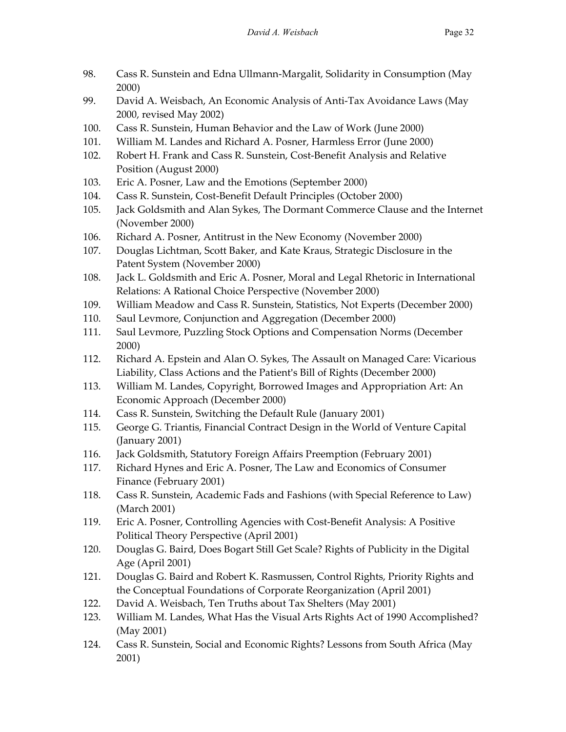98. Cass R. Sunstein and Edna Ullmann-Margalit, Solidarity in Consumption (May 2000)
99. David A. Weisbach, An Economic Analysis of Anti-Tax Avoidance Laws (May 2000, revised May 2002)
100. Cass R. Sunstein, Human Behavior and the Law of Work (June 2000)
101. William M. Landes and Richard A. Posner, Harmless Error (June 2000)
102. Robert H. Frank and Cass R. Sunstein, Cost-Benefit Analysis and Relative Position (August 2000)
103. Eric A. Posner, Law and the Emotions (September 2000)
104. Cass R. Sunstein, Cost-Benefit Default Principles (October 2000)
105. Jack Goldsmith and Alan Sykes, The Dormant Commerce Clause and the Internet (November 2000)
106. Richard A. Posner, Antitrust in the New Economy (November 2000)
107. Douglas Lichtman, Scott Baker, and Kate Kraus, Strategic Disclosure in the Patent System (November 2000)
108. Jack L. Goldsmith and Eric A. Posner, Moral and Legal Rhetoric in International Relations: A Rational Choice Perspective (November 2000)
109. William Meadow and Cass R. Sunstein, Statistics, Not Experts (December 2000)
110. Saul Levmore, Conjunction and Aggregation (December 2000)
111. Saul Levmore, Puzzling Stock Options and Compensation Norms (December 2000)
112. Richard A. Epstein and Alan O. Sykes, The Assault on Managed Care: Vicarious Liability, Class Actions and the Patient's Bill of Rights (December 2000)
113. William M. Landes, Copyright, Borrowed Images and Appropriation Art: An Economic Approach (December 2000)
114. Cass R. Sunstein, Switching the Default Rule (January 2001)
115. George G. Triantis, Financial Contract Design in the World of Venture Capital (January 2001)
116. Jack Goldsmith, Statutory Foreign Affairs Preemption (February 2001)
117. Richard Hynes and Eric A. Posner, The Law and Economics of Consumer Finance (February 2001)
118. Cass R. Sunstein, Academic Fads and Fashions (with Special Reference to Law) (March 2001)
119. Eric A. Posner, Controlling Agencies with Cost-Benefit Analysis: A Positive Political Theory Perspective (April 2001)
120. Douglas G. Baird, Does Bogart Still Get Scale? Rights of Publicity in the Digital Age (April 2001)
121. Douglas G. Baird and Robert K. Rasmussen, Control Rights, Priority Rights and the Conceptual Foundations of Corporate Reorganization (April 2001)
122. David A. Weisbach, Ten Truths about Tax Shelters (May 2001)
123. William M. Landes, What Has the Visual Arts Rights Act of 1990 Accomplished? (May 2001)
124. Cass R. Sunstein, Social and Economic Rights? Lessons from South Africa (May 2001)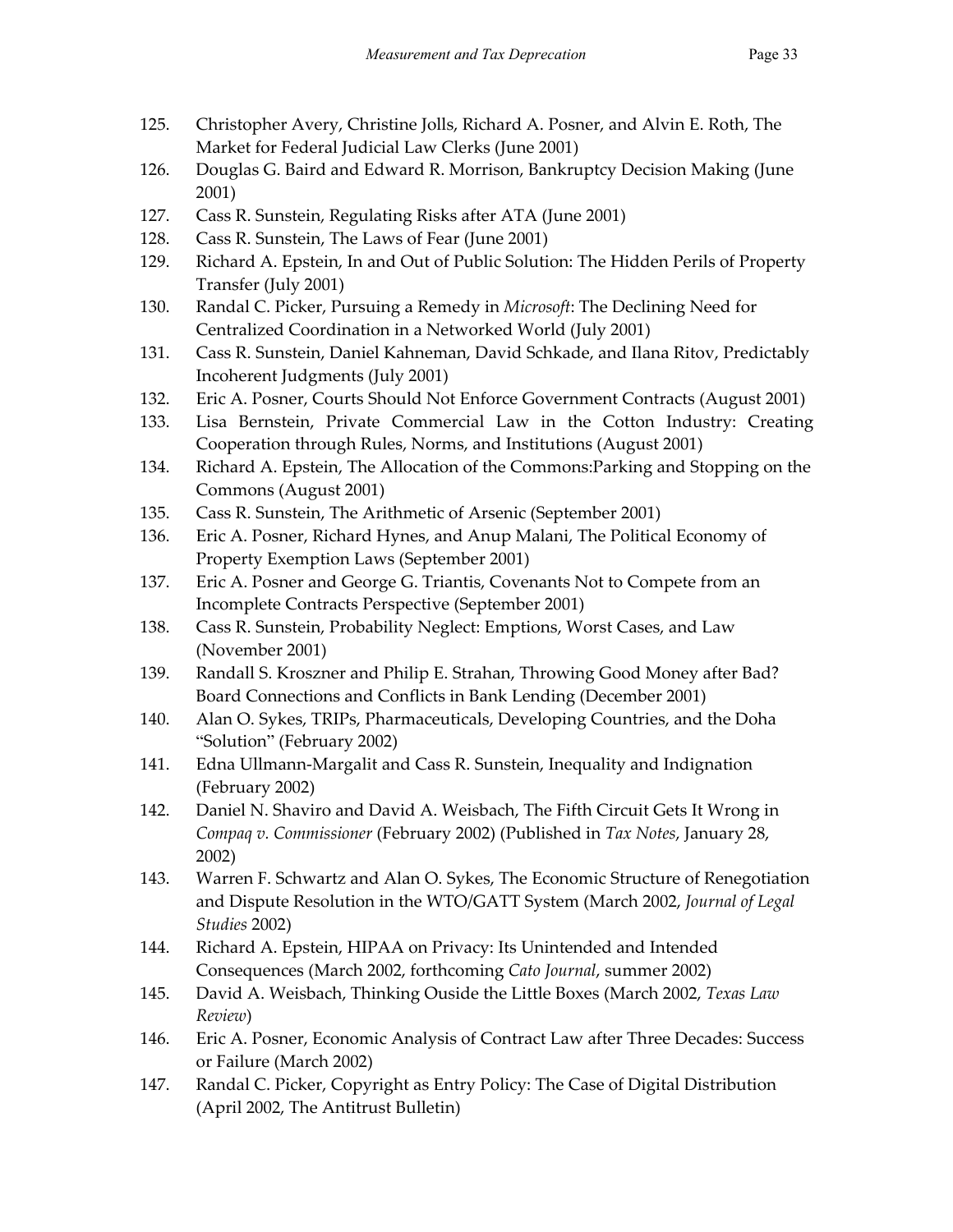125. Christopher Avery, Christine Jolls, Richard A. Posner, and Alvin E. Roth, The Market for Federal Judicial Law Clerks (June 2001)
126. Douglas G. Baird and Edward R. Morrison, Bankruptcy Decision Making (June 2001)
127. Cass R. Sunstein, Regulating Risks after ATA (June 2001)
128. Cass R. Sunstein, The Laws of Fear (June 2001)
129. Richard A. Epstein, In and Out of Public Solution: The Hidden Perils of Property Transfer (July 2001)
130. Randal C. Picker, Pursuing a Remedy in *Microsoft*: The Declining Need for Centralized Coordination in a Networked World (July 2001)
131. Cass R. Sunstein, Daniel Kahneman, David Schkade, and Ilana Ritov, Predictably Incoherent Judgments (July 2001)
132. Eric A. Posner, Courts Should Not Enforce Government Contracts (August 2001)
133. Lisa Bernstein, Private Commercial Law in the Cotton Industry: Creating Cooperation through Rules, Norms, and Institutions (August 2001)
134. Richard A. Epstein, The Allocation of the Commons:Parking and Stopping on the Commons (August 2001)
135. Cass R. Sunstein, The Arithmetic of Arsenic (September 2001)
136. Eric A. Posner, Richard Hynes, and Anup Malani, The Political Economy of Property Exemption Laws (September 2001)
137. Eric A. Posner and George G. Triantis, Covenants Not to Compete from an Incomplete Contracts Perspective (September 2001)
138. Cass R. Sunstein, Probability Neglect: Emptions, Worst Cases, and Law (November 2001)
139. Randall S. Kroszner and Philip E. Strahan, Throwing Good Money after Bad? Board Connections and Conflicts in Bank Lending (December 2001)
140. Alan O. Sykes, TRIPs, Pharmaceuticals, Developing Countries, and the Doha "Solution" (February 2002)
141. Edna Ullmann-Margalit and Cass R. Sunstein, Inequality and Indignation (February 2002)
142. Daniel N. Shaviro and David A. Weisbach, The Fifth Circuit Gets It Wrong in *Compaq v. Commissioner* (February 2002) (Published in *Tax Notes*, January 28, 2002)
143. Warren F. Schwartz and Alan O. Sykes, The Economic Structure of Renegotiation and Dispute Resolution in the WTO/GATT System (March 2002, *Journal of Legal Studies* 2002)
144. Richard A. Epstein, HIPAA on Privacy: Its Unintended and Intended Consequences (March 2002, forthcoming *Cato Journal*, summer 2002)
145. David A. Weisbach, Thinking Ouside the Little Boxes (March 2002, *Texas Law Review*)
146. Eric A. Posner, Economic Analysis of Contract Law after Three Decades: Success or Failure (March 2002)
147. Randal C. Picker, Copyright as Entry Policy: The Case of Digital Distribution (April 2002, The Antitrust Bulletin)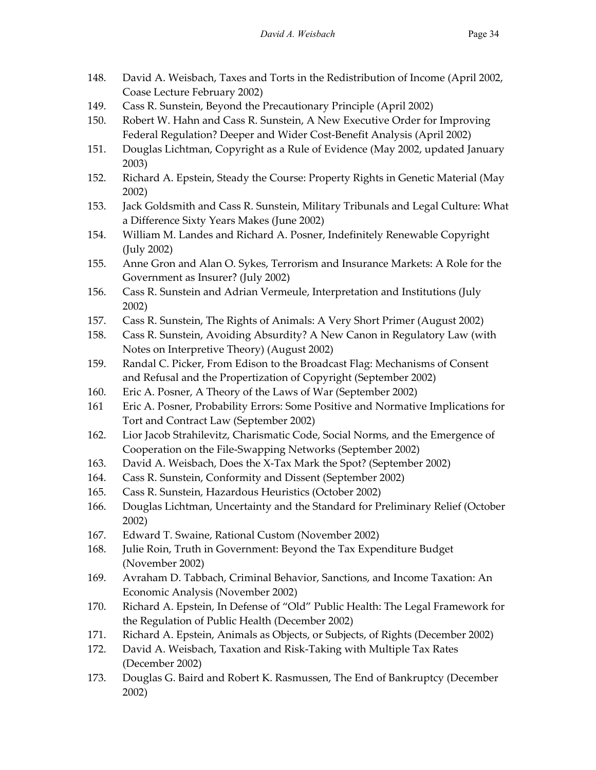148. David A. Weisbach, Taxes and Torts in the Redistribution of Income (April 2002, Coase Lecture February 2002)
149. Cass R. Sunstein, Beyond the Precautionary Principle (April 2002)
150. Robert W. Hahn and Cass R. Sunstein, A New Executive Order for Improving Federal Regulation? Deeper and Wider Cost-Benefit Analysis (April 2002)
151. Douglas Lichtman, Copyright as a Rule of Evidence (May 2002, updated January 2003)
152. Richard A. Epstein, Steady the Course: Property Rights in Genetic Material (May 2002)
153. Jack Goldsmith and Cass R. Sunstein, Military Tribunals and Legal Culture: What a Difference Sixty Years Makes (June 2002)
154. William M. Landes and Richard A. Posner, Indefinitely Renewable Copyright (July 2002)
155. Anne Gron and Alan O. Sykes, Terrorism and Insurance Markets: A Role for the Government as Insurer? (July 2002)
156. Cass R. Sunstein and Adrian Vermeule, Interpretation and Institutions (July 2002)
157. Cass R. Sunstein, The Rights of Animals: A Very Short Primer (August 2002)
158. Cass R. Sunstein, Avoiding Absurdity? A New Canon in Regulatory Law (with Notes on Interpretive Theory) (August 2002)
159. Randal C. Picker, From Edison to the Broadcast Flag: Mechanisms of Consent and Refusal and the Propertization of Copyright (September 2002)
160. Eric A. Posner, A Theory of the Laws of War (September 2002)
161 Eric A. Posner, Probability Errors: Some Positive and Normative Implications for Tort and Contract Law (September 2002)
162. Lior Jacob Strahilevitz, Charismatic Code, Social Norms, and the Emergence of Cooperation on the File-Swapping Networks (September 2002)
163. David A. Weisbach, Does the X-Tax Mark the Spot? (September 2002)
164. Cass R. Sunstein, Conformity and Dissent (September 2002)
165. Cass R. Sunstein, Hazardous Heuristics (October 2002)
166. Douglas Lichtman, Uncertainty and the Standard for Preliminary Relief (October 2002)
167. Edward T. Swaine, Rational Custom (November 2002)
168. Julie Roin, Truth in Government: Beyond the Tax Expenditure Budget (November 2002)
169. Avraham D. Tabbach, Criminal Behavior, Sanctions, and Income Taxation: An Economic Analysis (November 2002)
170. Richard A. Epstein, In Defense of "Old" Public Health: The Legal Framework for the Regulation of Public Health (December 2002)
171. Richard A. Epstein, Animals as Objects, or Subjects, of Rights (December 2002)
172. David A. Weisbach, Taxation and Risk-Taking with Multiple Tax Rates (December 2002)
173. Douglas G. Baird and Robert K. Rasmussen, The End of Bankruptcy (December 2002)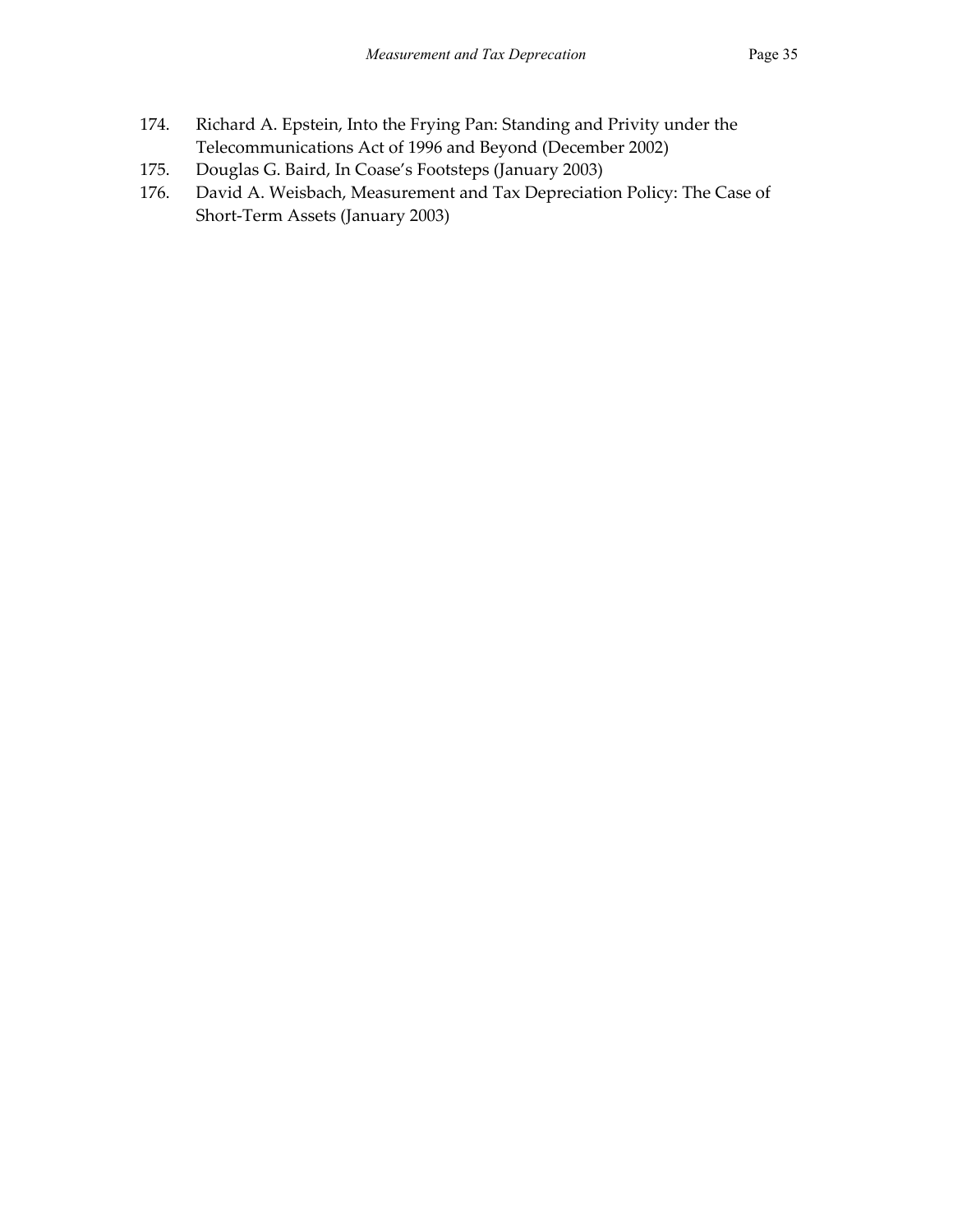174. Richard A. Epstein, Into the Frying Pan: Standing and Privity under the Telecommunications Act of 1996 and Beyond (December 2002)
175. Douglas G. Baird, In Coase's Footsteps (January 2003)
176. David A. Weisbach, Measurement and Tax Depreciation Policy: The Case of Short-Term Assets (January 2003)